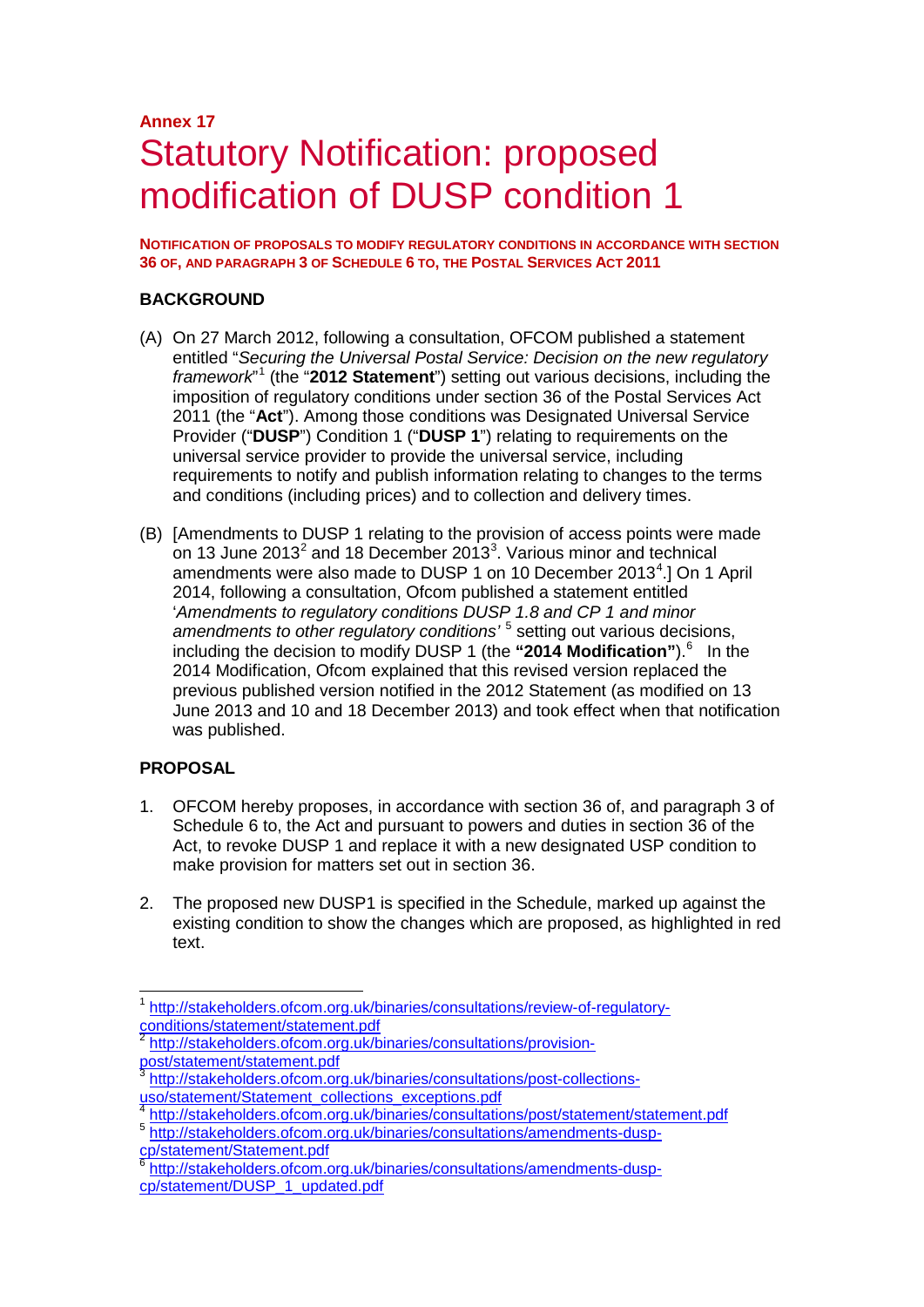**Annex 17**

# Statutory Notification: proposed modification of DUSP condition 1

**NOTIFICATION OF PROPOSALS TO MODIFY REGULATORY CONDITIONS IN ACCORDANCE WITH SECTION 36 OF, AND PARAGRAPH 3 OF SCHEDULE 6 TO, THE POSTAL SERVICES ACT 2011**

## BACKGROUND

(A) On 27 March 2012, following a consultation, OFCOM published a statement entitled "*Securing the Universal Postal Service: Decision on the new regulatory framework*"[1] (the "**2012 Statement**") setting out various decisions, including the imposition of regulatory conditions under section 36 of the Postal Services Act 2011 (the "**Act**"). Among those conditions was Designated Universal Service Provider ("**DUSP**") Condition 1 ("**DUSP 1**") relating to requirements on the universal service provider to provide the universal service, including requirements to notify and publish information relating to changes to the terms and conditions (including prices) and to collection and delivery times.

(B) [Amendments to DUSP 1 relating to the provision of access points were made on 13 June 2013[2] and 18 December 2013[3]. Various minor and technical amendments were also made to DUSP 1 on 10 December 2013[4].] On 1 April 2014, following a consultation, Ofcom published a statement entitled '*Amendments to regulatory conditions DUSP 1.8 and CP 1 and minor amendments to other regulatory conditions'* [5] setting out various decisions, including the decision to modify DUSP 1 (the **"2014 Modification"**).[6] In the 2014 Modification, Ofcom explained that this revised version replaced the previous published version notified in the 2012 Statement (as modified on 13 June 2013 and 10 and 18 December 2013) and took effect when that notification was published.

## PROPOSAL

1. OFCOM hereby proposes, in accordance with section 36 of, and paragraph 3 of Schedule 6 to, the Act and pursuant to powers and duties in section 36 of the Act, to revoke DUSP 1 and replace it with a new designated USP condition to make provision for matters set out in section 36.

2. The proposed new DUSP1 is specified in the Schedule, marked up against the existing condition to show the changes which are proposed, as highlighted in red text.

---

[1] http://stakeholders.ofcom.org.uk/binaries/consultations/review-of-regulatory-conditions/statement/statement.pdf

[2] http://stakeholders.ofcom.org.uk/binaries/consultations/provision-post/statement/statement.pdf

[3] http://stakeholders.ofcom.org.uk/binaries/consultations/post-collections-uso/statement/Statement_collections_exceptions.pdf

[4] http://stakeholders.ofcom.org.uk/binaries/consultations/post/statement/statement.pdf

[5] http://stakeholders.ofcom.org.uk/binaries/consultations/amendments-dusp-cp/statement/Statement.pdf

[6] http://stakeholders.ofcom.org.uk/binaries/consultations/amendments-dusp-cp/statement/DUSP_1_updated.pdf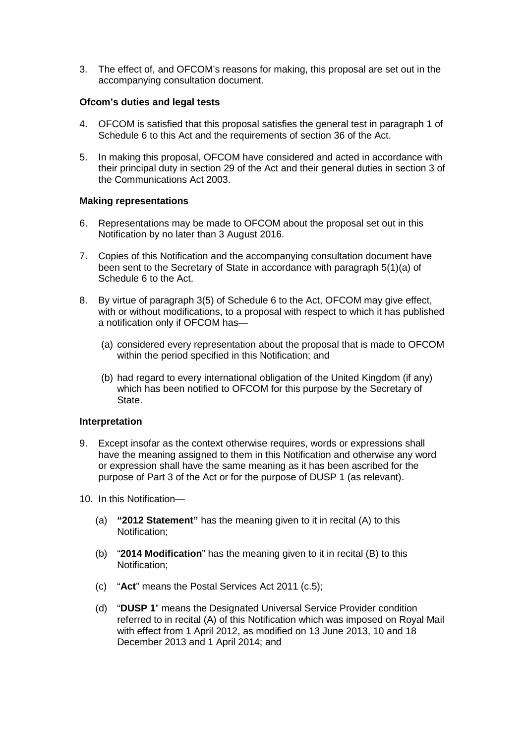3. The effect of, and OFCOM's reasons for making, this proposal are set out in the accompanying consultation document.

**Ofcom's duties and legal tests**

4. OFCOM is satisfied that this proposal satisfies the general test in paragraph 1 of Schedule 6 to this Act and the requirements of section 36 of the Act.

5. In making this proposal, OFCOM have considered and acted in accordance with their principal duty in section 29 of the Act and their general duties in section 3 of the Communications Act 2003.

**Making representations**

6. Representations may be made to OFCOM about the proposal set out in this Notification by no later than 3 August 2016.

7. Copies of this Notification and the accompanying consultation document have been sent to the Secretary of State in accordance with paragraph 5(1)(a) of Schedule 6 to the Act.

8. By virtue of paragraph 3(5) of Schedule 6 to the Act, OFCOM may give effect, with or without modifications, to a proposal with respect to which it has published a notification only if OFCOM has—

   (a) considered every representation about the proposal that is made to OFCOM within the period specified in this Notification; and

   (b) had regard to every international obligation of the United Kingdom (if any) which has been notified to OFCOM for this purpose by the Secretary of State.

**Interpretation**

9. Except insofar as the context otherwise requires, words or expressions shall have the meaning assigned to them in this Notification and otherwise any word or expression shall have the same meaning as it has been ascribed for the purpose of Part 3 of the Act or for the purpose of DUSP 1 (as relevant).

10. In this Notification—

   (a) **"2012 Statement"** has the meaning given to it in recital (A) to this Notification;

   (b) "**2014 Modification**" has the meaning given to it in recital (B) to this Notification;

   (c) "**Act**" means the Postal Services Act 2011 (c.5);

   (d) "**DUSP 1**" means the Designated Universal Service Provider condition referred to in recital (A) of this Notification which was imposed on Royal Mail with effect from 1 April 2012, as modified on 13 June 2013, 10 and 18 December 2013 and 1 April 2014; and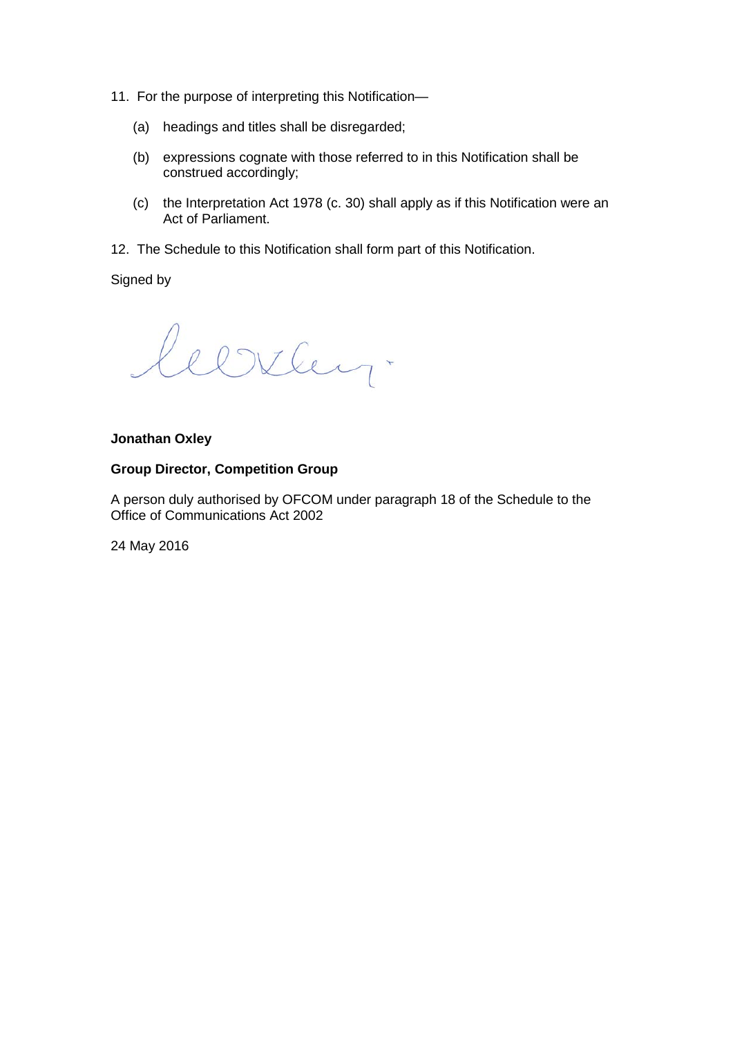11. For the purpose of interpreting this Notification—

    (a) headings and titles shall be disregarded;

    (b) expressions cognate with those referred to in this Notification shall be construed accordingly;

    (c) the Interpretation Act 1978 (c. 30) shall apply as if this Notification were an Act of Parliament.

12. The Schedule to this Notification shall form part of this Notification.

Signed by

**Jonathan Oxley**

**Group Director, Competition Group**

A person duly authorised by OFCOM under paragraph 18 of the Schedule to the Office of Communications Act 2002

24 May 2016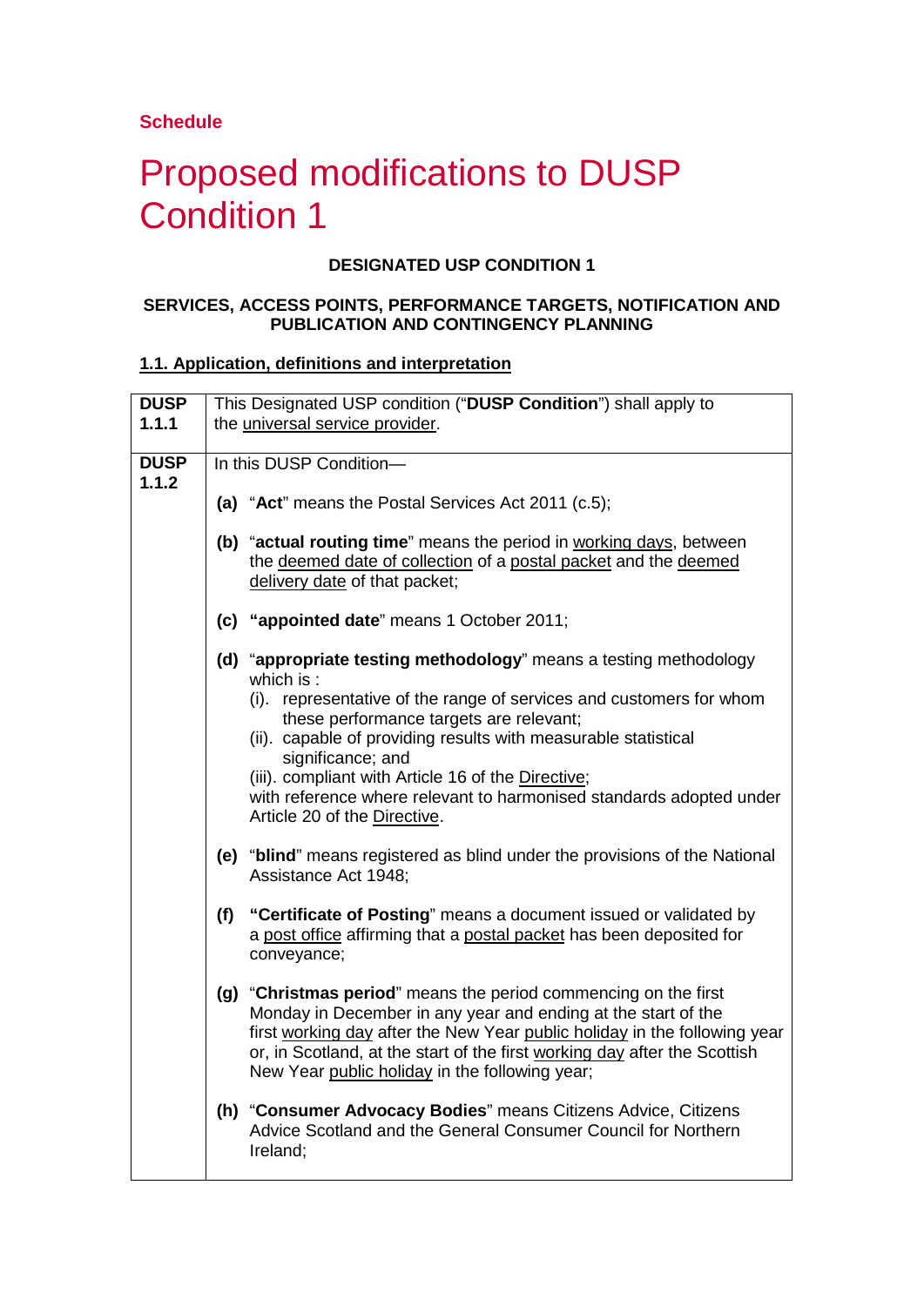**Schedule**

# Proposed modifications to DUSP Condition 1

**DESIGNATED USP CONDITION 1**

**SERVICES, ACCESS POINTS, PERFORMANCE TARGETS, NOTIFICATION AND PUBLICATION AND CONTINGENCY PLANNING**

**1.1. Application, definitions and interpretation**

| | |
|---|---|
| **DUSP 1.1.1** | This Designated USP condition ("**DUSP Condition**") shall apply to the universal service provider. |
| **DUSP 1.1.2** | In this DUSP Condition— <br><br> **(a)** "**Act**" means the Postal Services Act 2011 (c.5); <br><br> **(b)** "**actual routing time**" means the period in working days, between the deemed date of collection of a postal packet and the deemed delivery date of that packet; <br><br> **(c)** **"appointed date**" means 1 October 2011; <br><br> **(d)** "**appropriate testing methodology**" means a testing methodology which is : <br> (i). representative of the range of services and customers for whom these performance targets are relevant; <br> (ii). capable of providing results with measurable statistical significance; and <br> (iii). compliant with Article 16 of the Directive; <br> with reference where relevant to harmonised standards adopted under Article 20 of the Directive. <br><br> **(e)** "**blind**" means registered as blind under the provisions of the National Assistance Act 1948; <br><br> **(f)** **"Certificate of Posting**" means a document issued or validated by a post office affirming that a postal packet has been deposited for conveyance; <br><br> **(g)** "**Christmas period**" means the period commencing on the first Monday in December in any year and ending at the start of the first working day after the New Year public holiday in the following year or, in Scotland, at the start of the first working day after the Scottish New Year public holiday in the following year; <br><br> **(h)** "**Consumer Advocacy Bodies**" means Citizens Advice, Citizens Advice Scotland and the General Consumer Council for Northern Ireland; |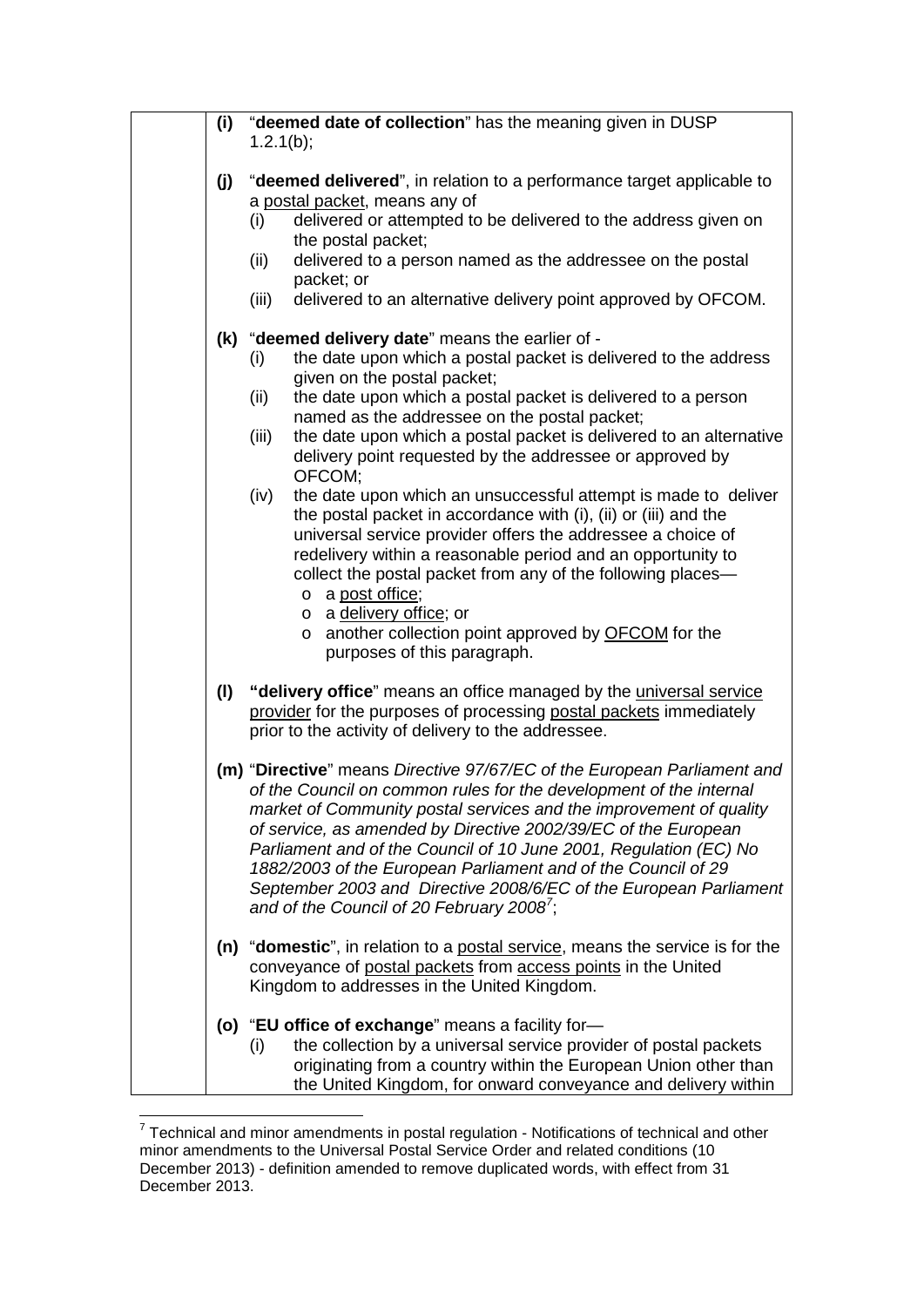**(i)** "**deemed date of collection**" has the meaning given in DUSP 1.2.1(b);

**(j)** "**deemed delivered**", in relation to a performance target applicable to a postal packet, means any of

- (i) delivered or attempted to be delivered to the address given on the postal packet;
- (ii) delivered to a person named as the addressee on the postal packet; or
- (iii) delivered to an alternative delivery point approved by OFCOM.

**(k)** "**deemed delivery date**" means the earlier of -

- (i) the date upon which a postal packet is delivered to the address given on the postal packet;
- (ii) the date upon which a postal packet is delivered to a person named as the addressee on the postal packet;
- (iii) the date upon which a postal packet is delivered to an alternative delivery point requested by the addressee or approved by OFCOM;
- (iv) the date upon which an unsuccessful attempt is made to deliver the postal packet in accordance with (i), (ii) or (iii) and the universal service provider offers the addressee a choice of redelivery within a reasonable period and an opportunity to collect the postal packet from any of the following places—
  - a post office;
  - a delivery office; or
  - another collection point approved by OFCOM for the purposes of this paragraph.

**(l)** "**delivery office**" means an office managed by the universal service provider for the purposes of processing postal packets immediately prior to the activity of delivery to the addressee.

**(m)** "**Directive**" means *Directive 97/67/EC of the European Parliament and of the Council on common rules for the development of the internal market of Community postal services and the improvement of quality of service, as amended by Directive 2002/39/EC of the European Parliament and of the Council of 10 June 2001, Regulation (EC) No 1882/2003 of the European Parliament and of the Council of 29 September 2003 and Directive 2008/6/EC of the European Parliament and of the Council of 20 February 2008*[7];

**(n)** "**domestic**", in relation to a postal service, means the service is for the conveyance of postal packets from access points in the United Kingdom to addresses in the United Kingdom.

**(o)** "**EU office of exchange**" means a facility for—

- (i) the collection by a universal service provider of postal packets originating from a country within the European Union other than the United Kingdom, for onward conveyance and delivery within

[7] Technical and minor amendments in postal regulation - Notifications of technical and other minor amendments to the Universal Postal Service Order and related conditions (10 December 2013) - definition amended to remove duplicated words, with effect from 31 December 2013.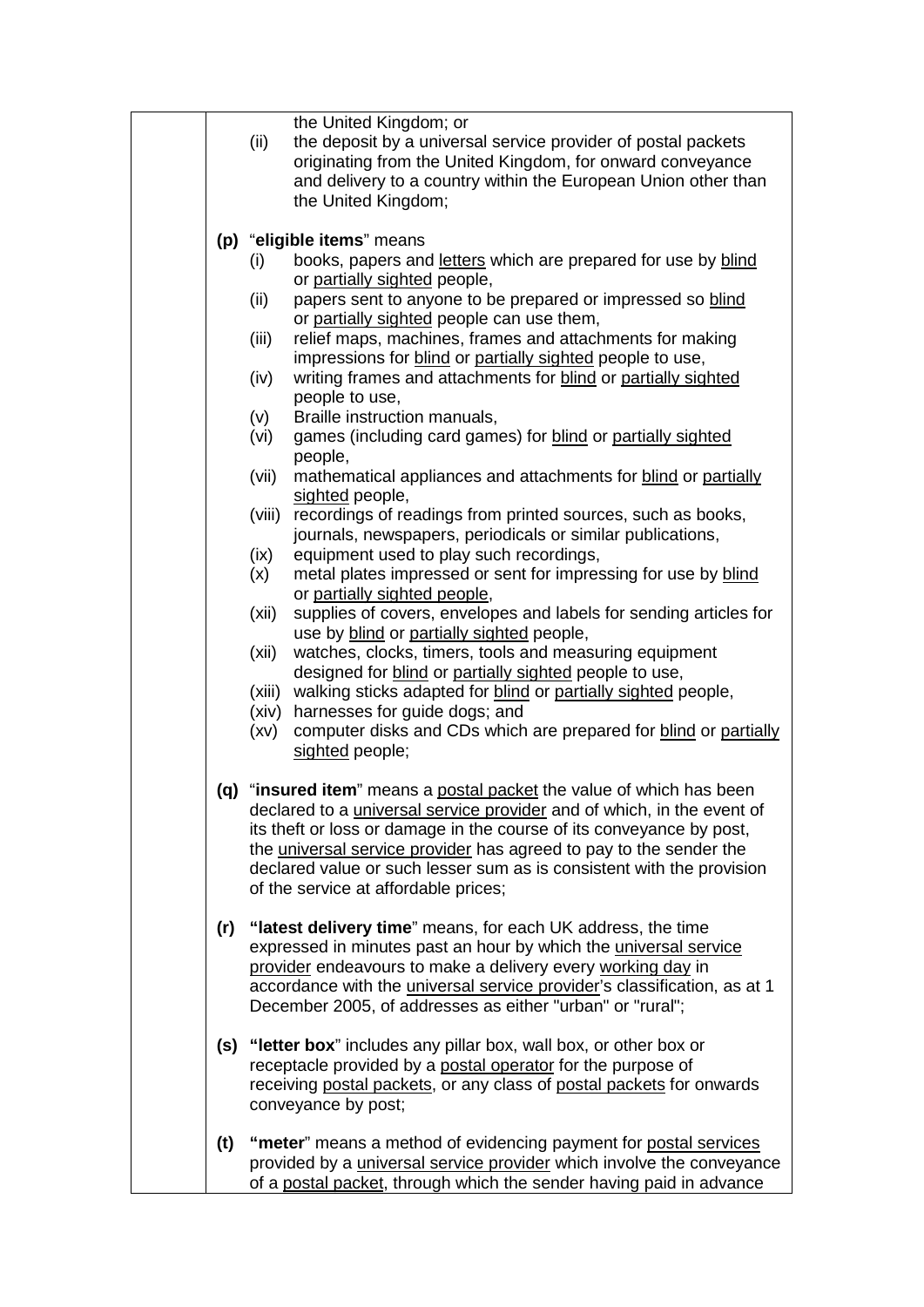the United Kingdom; or

(ii) the deposit by a universal service provider of postal packets originating from the United Kingdom, for onward conveyance and delivery to a country within the European Union other than the United Kingdom;

**(p)** "**eligible items**" means

(i) books, papers and letters which are prepared for use by blind or partially sighted people,

(ii) papers sent to anyone to be prepared or impressed so blind or partially sighted people can use them,

(iii) relief maps, machines, frames and attachments for making impressions for blind or partially sighted people to use,

(iv) writing frames and attachments for blind or partially sighted people to use,

(v) Braille instruction manuals,

(vi) games (including card games) for blind or partially sighted people,

(vii) mathematical appliances and attachments for blind or partially sighted people,

(viii) recordings of readings from printed sources, such as books, journals, newspapers, periodicals or similar publications,

(ix) equipment used to play such recordings,

(x) metal plates impressed or sent for impressing for use by blind or partially sighted people,

(xii) supplies of covers, envelopes and labels for sending articles for use by blind or partially sighted people,

(xii) watches, clocks, timers, tools and measuring equipment designed for blind or partially sighted people to use,

(xiii) walking sticks adapted for blind or partially sighted people,

(xiv) harnesses for guide dogs; and

(xv) computer disks and CDs which are prepared for blind or partially sighted people;

**(q)** "**insured item**" means a postal packet the value of which has been declared to a universal service provider and of which, in the event of its theft or loss or damage in the course of its conveyance by post, the universal service provider has agreed to pay to the sender the declared value or such lesser sum as is consistent with the provision of the service at affordable prices;

**(r)** "**latest delivery time**" means, for each UK address, the time expressed in minutes past an hour by which the universal service provider endeavours to make a delivery every working day in accordance with the universal service provider's classification, as at 1 December 2005, of addresses as either "urban" or "rural";

**(s)** "**letter box**" includes any pillar box, wall box, or other box or receptacle provided by a postal operator for the purpose of receiving postal packets, or any class of postal packets for onwards conveyance by post;

**(t)** "**meter**" means a method of evidencing payment for postal services provided by a universal service provider which involve the conveyance of a postal packet, through which the sender having paid in advance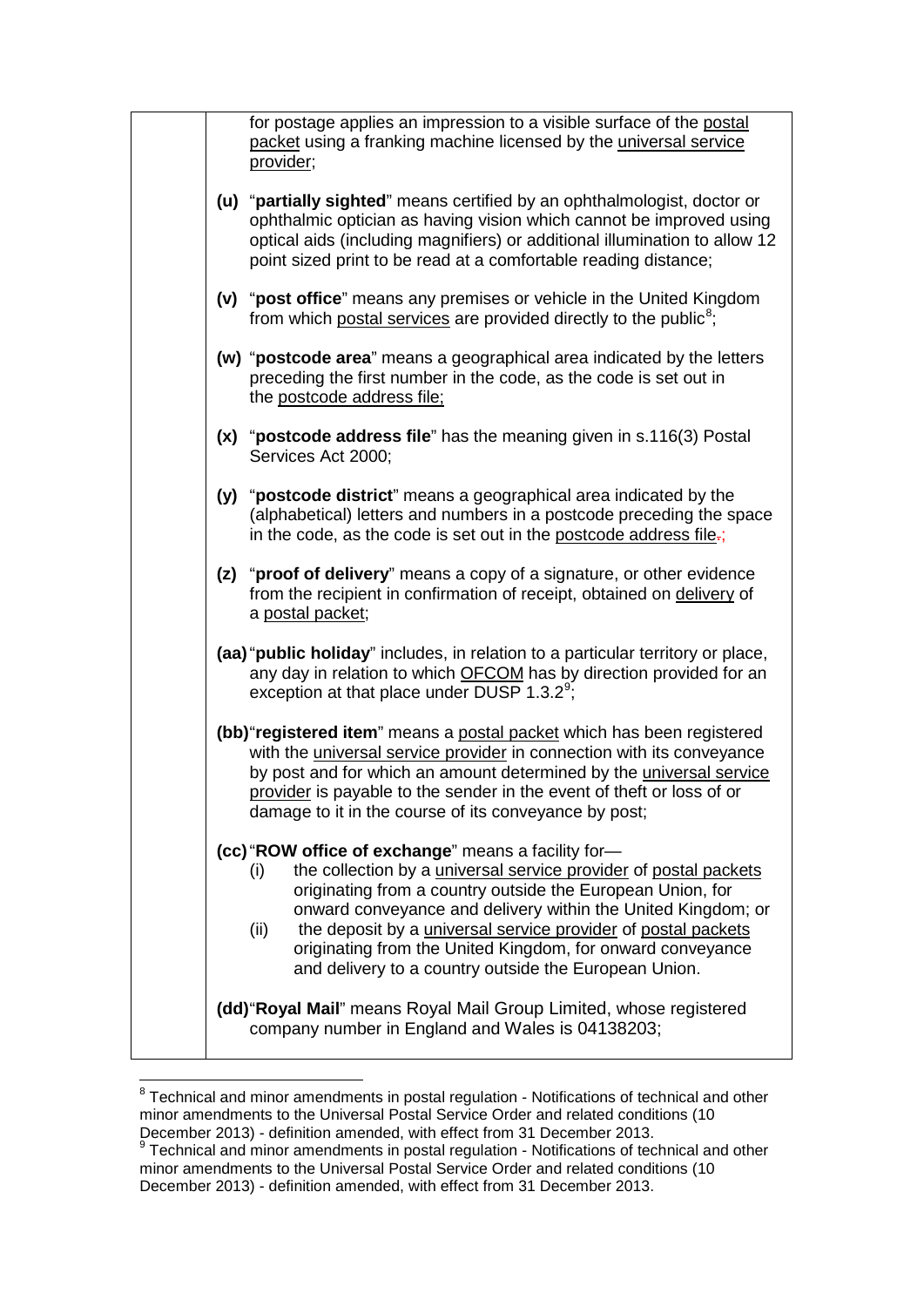for postage applies an impression to a visible surface of the postal packet using a franking machine licensed by the universal service provider;

**(u)** "**partially sighted**" means certified by an ophthalmologist, doctor or ophthalmic optician as having vision which cannot be improved using optical aids (including magnifiers) or additional illumination to allow 12 point sized print to be read at a comfortable reading distance;

**(v)** "**post office**" means any premises or vehicle in the United Kingdom from which postal services are provided directly to the public[8];

**(w)** "**postcode area**" means a geographical area indicated by the letters preceding the first number in the code, as the code is set out in the postcode address file;

**(x)** "**postcode address file**" has the meaning given in s.116(3) Postal Services Act 2000;

**(y)** "**postcode district**" means a geographical area indicated by the (alphabetical) letters and numbers in a postcode preceding the space in the code, as the code is set out in the postcode address file.;

**(z)** "**proof of delivery**" means a copy of a signature, or other evidence from the recipient in confirmation of receipt, obtained on delivery of a postal packet;

**(aa)** "**public holiday**" includes, in relation to a particular territory or place, any day in relation to which OFCOM has by direction provided for an exception at that place under DUSP 1.3.2[9];

**(bb)** "**registered item**" means a postal packet which has been registered with the universal service provider in connection with its conveyance by post and for which an amount determined by the universal service provider is payable to the sender in the event of theft or loss of or damage to it in the course of its conveyance by post;

**(cc)** "**ROW office of exchange**" means a facility for—

(i) the collection by a universal service provider of postal packets originating from a country outside the European Union, for onward conveyance and delivery within the United Kingdom; or

(ii) the deposit by a universal service provider of postal packets originating from the United Kingdom, for onward conveyance and delivery to a country outside the European Union.

**(dd)** "**Royal Mail**" means Royal Mail Group Limited, whose registered company number in England and Wales is 04138203;

---

[8] Technical and minor amendments in postal regulation - Notifications of technical and other minor amendments to the Universal Postal Service Order and related conditions (10 December 2013) - definition amended, with effect from 31 December 2013.

[9] Technical and minor amendments in postal regulation - Notifications of technical and other minor amendments to the Universal Postal Service Order and related conditions (10 December 2013) - definition amended, with effect from 31 December 2013.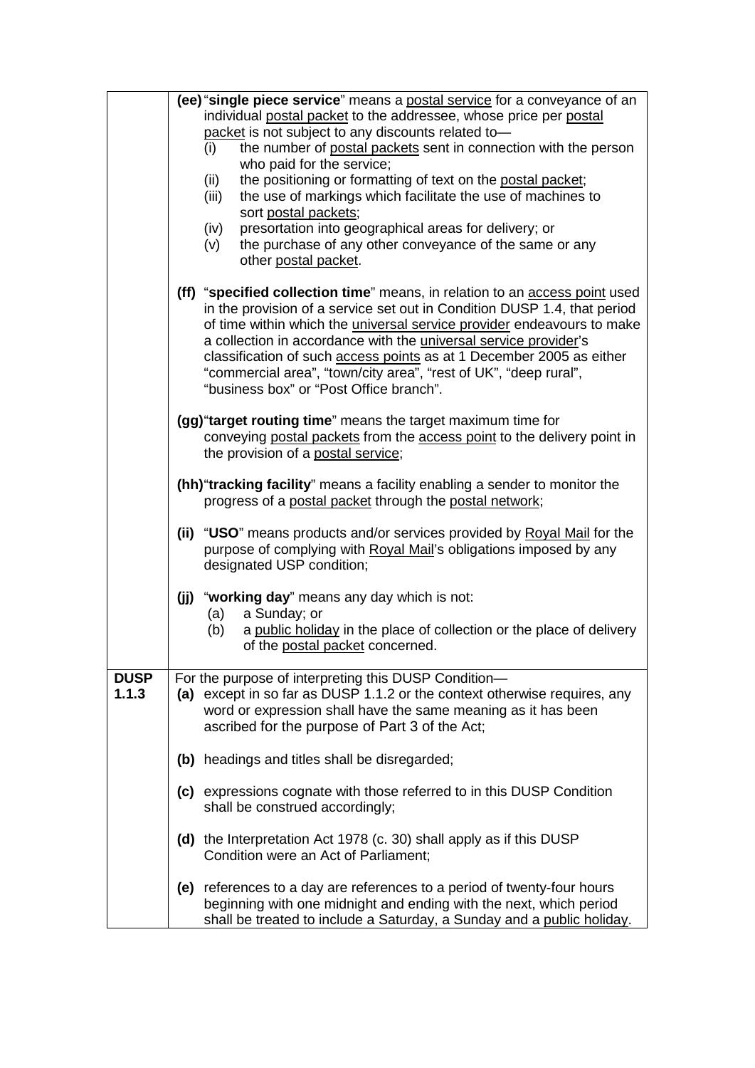| | |
|---|---|
| | **(ee)** "**single piece service**" means a postal service for a conveyance of an individual postal packet to the addressee, whose price per postal packet is not subject to any discounts related to—<br>(i) the number of postal packets sent in connection with the person who paid for the service;<br>(ii) the positioning or formatting of text on the postal packet;<br>(iii) the use of markings which facilitate the use of machines to sort postal packets;<br>(iv) presortation into geographical areas for delivery; or<br>(v) the purchase of any other conveyance of the same or any other postal packet.<br><br>**(ff)** "**specified collection time**" means, in relation to an access point used in the provision of a service set out in Condition DUSP 1.4, that period of time within which the universal service provider endeavours to make a collection in accordance with the universal service provider's classification of such access points as at 1 December 2005 as either "commercial area", "town/city area", "rest of UK", "deep rural", "business box" or "Post Office branch".<br><br>**(gg)** "**target routing time**" means the target maximum time for conveying postal packets from the access point to the delivery point in the provision of a postal service;<br><br>**(hh)** "**tracking facility**" means a facility enabling a sender to monitor the progress of a postal packet through the postal network;<br><br>**(ii)** "**USO**" means products and/or services provided by Royal Mail for the purpose of complying with Royal Mail's obligations imposed by any designated USP condition;<br><br>**(jj)** "**working day**" means any day which is not:<br>(a) a Sunday; or<br>(b) a public holiday in the place of collection or the place of delivery of the postal packet concerned. |
| **DUSP 1.1.3** | For the purpose of interpreting this DUSP Condition—<br>**(a)** except in so far as DUSP 1.1.2 or the context otherwise requires, any word or expression shall have the same meaning as it has been ascribed for the purpose of Part 3 of the Act;<br><br>**(b)** headings and titles shall be disregarded;<br><br>**(c)** expressions cognate with those referred to in this DUSP Condition shall be construed accordingly;<br><br>**(d)** the Interpretation Act 1978 (c. 30) shall apply as if this DUSP Condition were an Act of Parliament;<br><br>**(e)** references to a day are references to a period of twenty-four hours beginning with one midnight and ending with the next, which period shall be treated to include a Saturday, a Sunday and a public holiday. |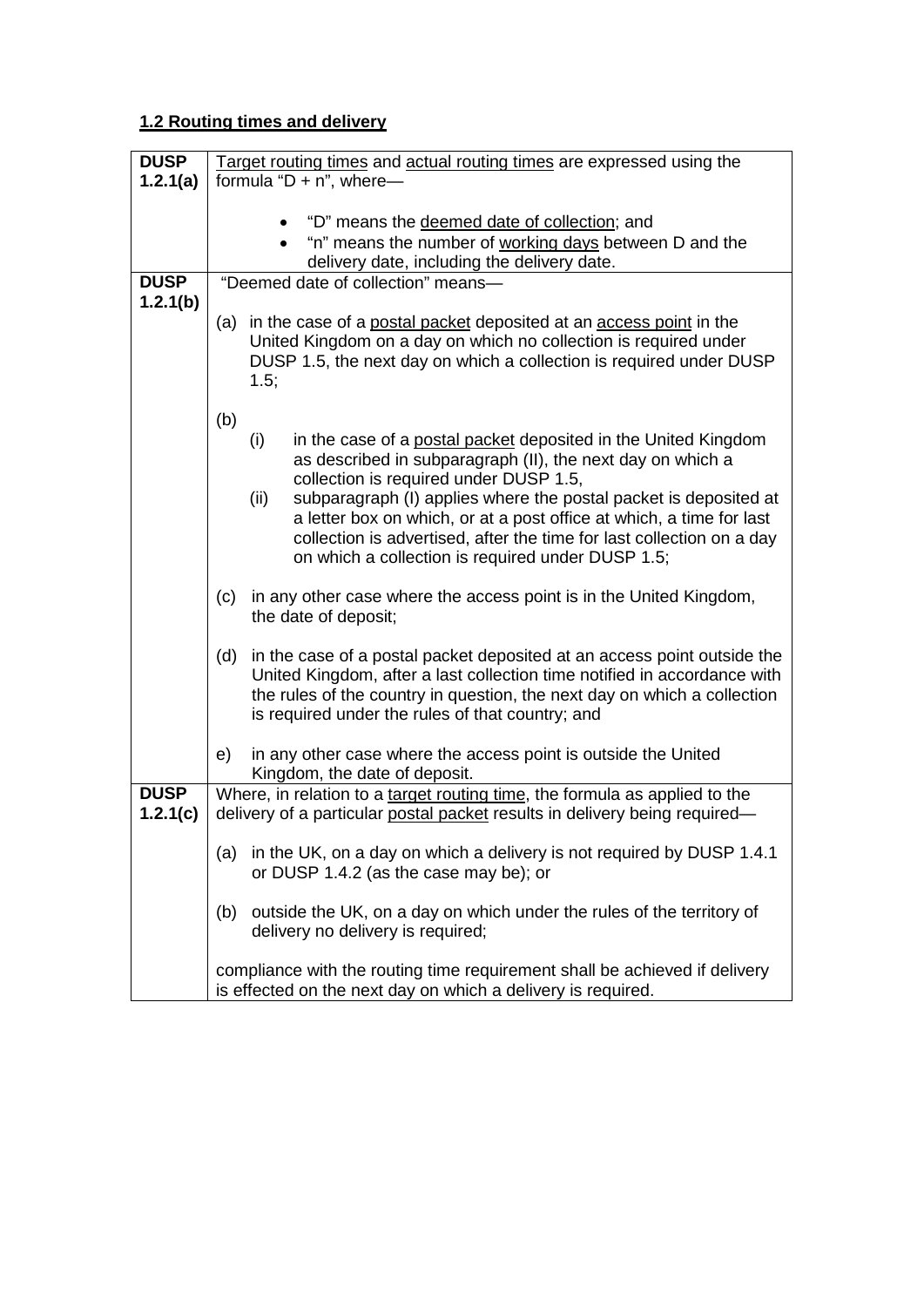**<u>1.2 Routing times and delivery</u>**

| | |
|---|---|
| **DUSP 1.2.1(a)** | <u>Target routing times</u> and <u>actual routing times</u> are expressed using the formula "D + n", where— <br><br> • "D" means the <u>deemed date of collection</u>; and <br> • "n" means the number of <u>working days</u> between D and the delivery date, including the delivery date. |
| **DUSP 1.2.1(b)** | "Deemed date of collection" means— <br><br> (a) in the case of a <u>postal packet</u> deposited at an <u>access point</u> in the United Kingdom on a day on which no collection is required under DUSP 1.5, the next day on which a collection is required under DUSP 1.5; <br><br> (b) <br> (i) in the case of a <u>postal packet</u> deposited in the United Kingdom as described in subparagraph (II), the next day on which a collection is required under DUSP 1.5, <br> (ii) subparagraph (I) applies where the postal packet is deposited at a letter box on which, or at a post office at which, a time for last collection is advertised, after the time for last collection on a day on which a collection is required under DUSP 1.5; <br><br> (c) in any other case where the access point is in the United Kingdom, the date of deposit; <br><br> (d) in the case of a postal packet deposited at an access point outside the United Kingdom, after a last collection time notified in accordance with the rules of the country in question, the next day on which a collection is required under the rules of that country; and <br><br> e) in any other case where the access point is outside the United Kingdom, the date of deposit. |
| **DUSP 1.2.1(c)** | Where, in relation to a <u>target routing time</u>, the formula as applied to the delivery of a particular <u>postal packet</u> results in delivery being required— <br><br> (a) in the UK, on a day on which a delivery is not required by DUSP 1.4.1 or DUSP 1.4.2 (as the case may be); or <br><br> (b) outside the UK, on a day on which under the rules of the territory of delivery no delivery is required; <br><br> compliance with the routing time requirement shall be achieved if delivery is effected on the next day on which a delivery is required. |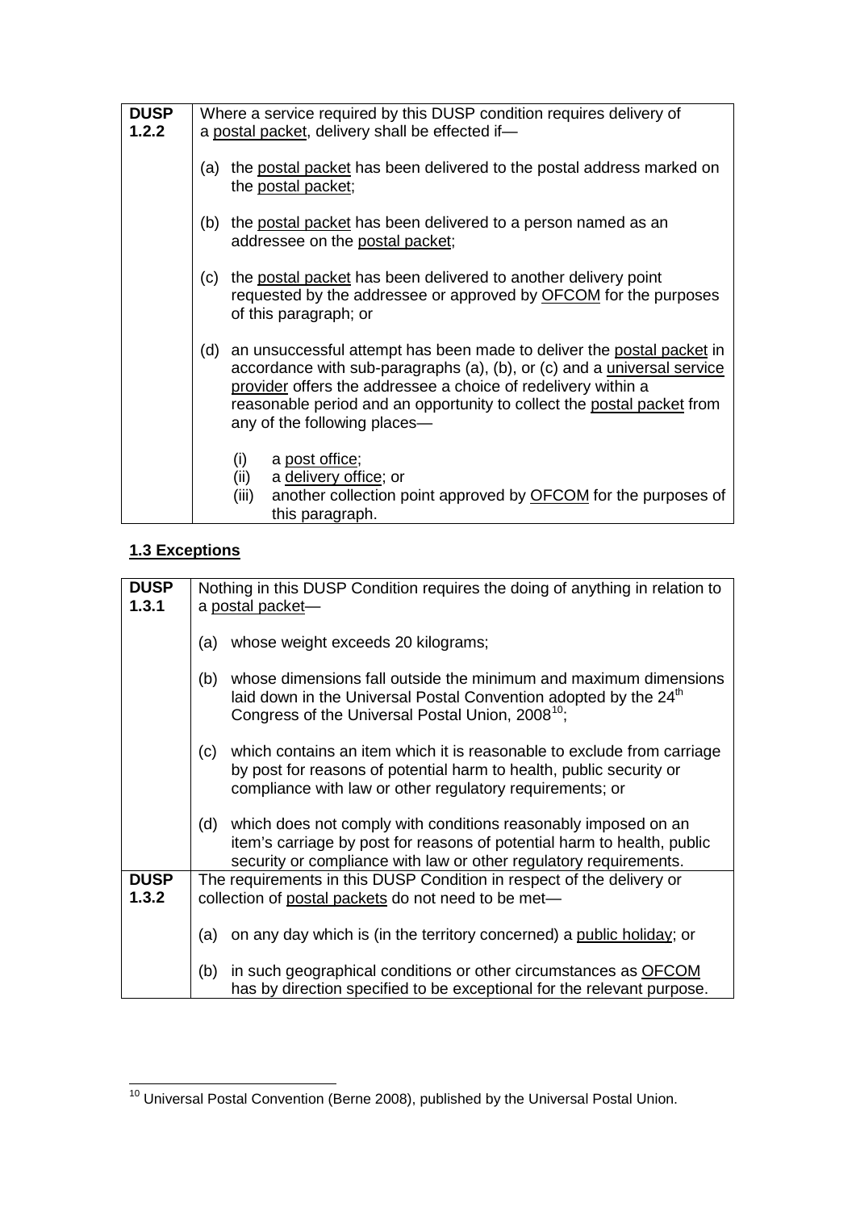| **DUSP 1.2.2** | Where a service required by this DUSP condition requires delivery of a postal packet, delivery shall be effected if—<br><br>(a) the postal packet has been delivered to the postal address marked on the postal packet;<br><br>(b) the postal packet has been delivered to a person named as an addressee on the postal packet;<br><br>(c) the postal packet has been delivered to another delivery point requested by the addressee or approved by OFCOM for the purposes of this paragraph; or<br><br>(d) an unsuccessful attempt has been made to deliver the postal packet in accordance with sub-paragraphs (a), (b), or (c) and a universal service provider offers the addressee a choice of redelivery within a reasonable period and an opportunity to collect the postal packet from any of the following places—<br><br>(i) a post office;<br>(ii) a delivery office; or<br>(iii) another collection point approved by OFCOM for the purposes of this paragraph. |
|---|---|

**1.3 Exceptions**

| **DUSP 1.3.1** | Nothing in this DUSP Condition requires the doing of anything in relation to a postal packet—<br><br>(a) whose weight exceeds 20 kilograms;<br><br>(b) whose dimensions fall outside the minimum and maximum dimensions laid down in the Universal Postal Convention adopted by the 24th Congress of the Universal Postal Union, 2008[10];<br><br>(c) which contains an item which it is reasonable to exclude from carriage by post for reasons of potential harm to health, public security or compliance with law or other regulatory requirements; or<br><br>(d) which does not comply with conditions reasonably imposed on an item's carriage by post for reasons of potential harm to health, public security or compliance with law or other regulatory requirements. |
|---|---|
| **DUSP 1.3.2** | The requirements in this DUSP Condition in respect of the delivery or collection of postal packets do not need to be met—<br><br>(a) on any day which is (in the territory concerned) a public holiday; or<br><br>(b) in such geographical conditions or other circumstances as OFCOM has by direction specified to be exceptional for the relevant purpose. |

[10] Universal Postal Convention (Berne 2008), published by the Universal Postal Union.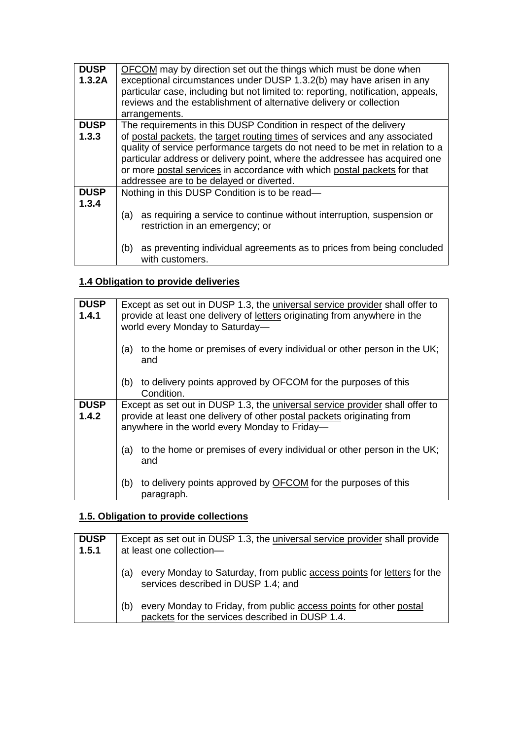| | |
|---|---|
| **DUSP 1.3.2A** | OFCOM may by direction set out the things which must be done when exceptional circumstances under DUSP 1.3.2(b) may have arisen in any particular case, including but not limited to: reporting, notification, appeals, reviews and the establishment of alternative delivery or collection arrangements. |
| **DUSP 1.3.3** | The requirements in this DUSP Condition in respect of the delivery of postal packets, the target routing times of services and any associated quality of service performance targets do not need to be met in relation to a particular address or delivery point, where the addressee has acquired one or more postal services in accordance with which postal packets for that addressee are to be delayed or diverted. |
| **DUSP 1.3.4** | Nothing in this DUSP Condition is to be read—<br><br>(a) as requiring a service to continue without interruption, suspension or restriction in an emergency; or<br><br>(b) as preventing individual agreements as to prices from being concluded with customers. |

## 1.4 Obligation to provide deliveries

| | |
|---|---|
| **DUSP 1.4.1** | Except as set out in DUSP 1.3, the universal service provider shall offer to provide at least one delivery of letters originating from anywhere in the world every Monday to Saturday—<br><br>(a) to the home or premises of every individual or other person in the UK; and<br><br>(b) to delivery points approved by OFCOM for the purposes of this Condition. |
| **DUSP 1.4.2** | Except as set out in DUSP 1.3, the universal service provider shall offer to provide at least one delivery of other postal packets originating from anywhere in the world every Monday to Friday—<br><br>(a) to the home or premises of every individual or other person in the UK; and<br><br>(b) to delivery points approved by OFCOM for the purposes of this paragraph. |

## 1.5. Obligation to provide collections

| | |
|---|---|
| **DUSP 1.5.1** | Except as set out in DUSP 1.3, the universal service provider shall provide at least one collection—<br><br>(a) every Monday to Saturday, from public access points for letters for the services described in DUSP 1.4; and<br><br>(b) every Monday to Friday, from public access points for other postal packets for the services described in DUSP 1.4. |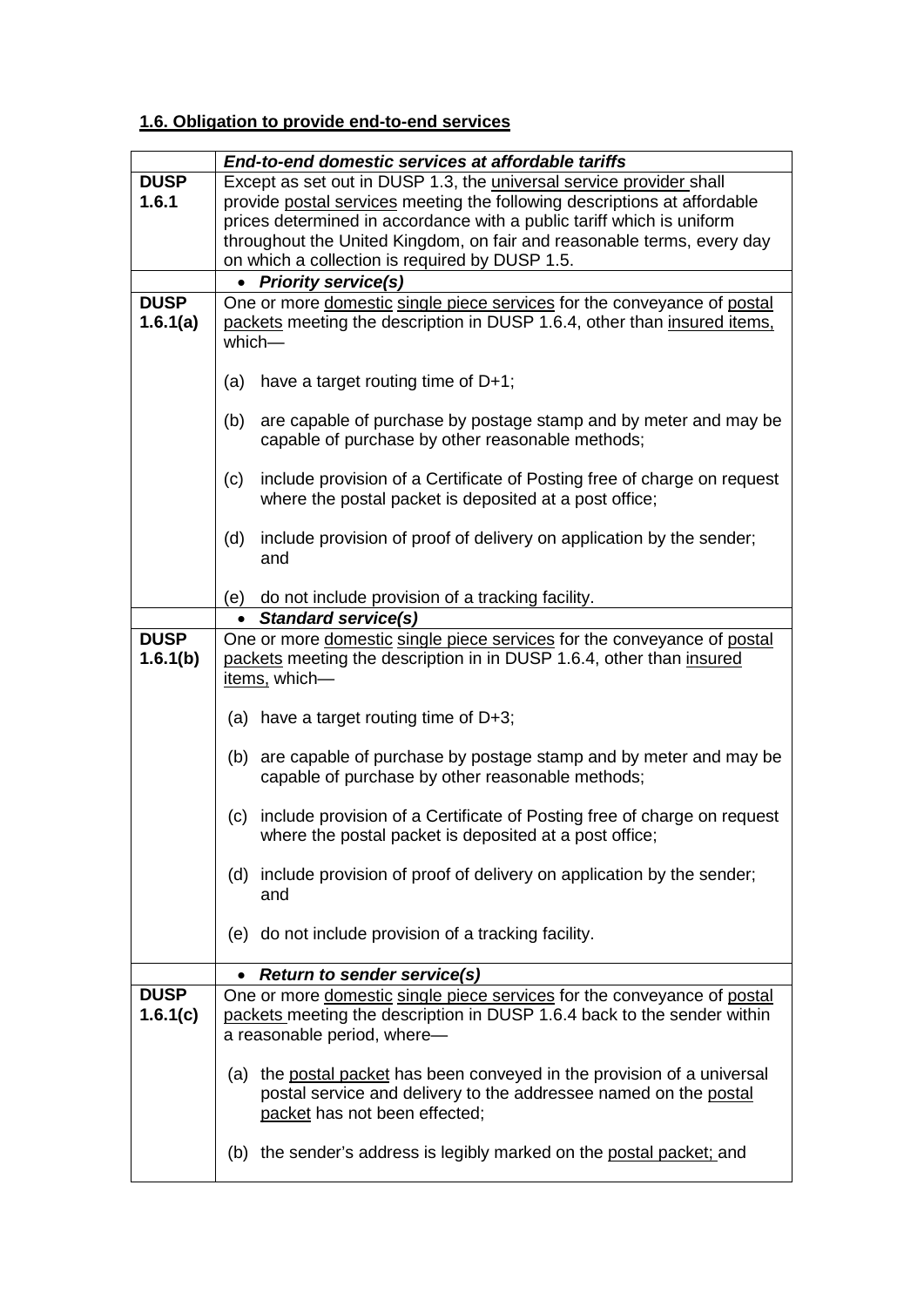## 1.6. Obligation to provide end-to-end services

| | ***End-to-end domestic services at affordable tariffs*** |
|---|---|
| **DUSP 1.6.1** | Except as set out in DUSP 1.3, the universal service provider shall provide postal services meeting the following descriptions at affordable prices determined in accordance with a public tariff which is uniform throughout the United Kingdom, on fair and reasonable terms, every day on which a collection is required by DUSP 1.5. |
| | • ***Priority service(s)*** |
| **DUSP 1.6.1(a)** | One or more domestic single piece services for the conveyance of postal packets meeting the description in DUSP 1.6.4, other than insured items, which—<br><br>(a) have a target routing time of D+1;<br><br>(b) are capable of purchase by postage stamp and by meter and may be capable of purchase by other reasonable methods;<br><br>(c) include provision of a Certificate of Posting free of charge on request where the postal packet is deposited at a post office;<br><br>(d) include provision of proof of delivery on application by the sender; and<br><br>(e) do not include provision of a tracking facility. |
| | • ***Standard service(s)*** |
| **DUSP 1.6.1(b)** | One or more domestic single piece services for the conveyance of postal packets meeting the description in in DUSP 1.6.4, other than insured items, which—<br><br>(a) have a target routing time of D+3;<br><br>(b) are capable of purchase by postage stamp and by meter and may be capable of purchase by other reasonable methods;<br><br>(c) include provision of a Certificate of Posting free of charge on request where the postal packet is deposited at a post office;<br><br>(d) include provision of proof of delivery on application by the sender; and<br><br>(e) do not include provision of a tracking facility. |
| | • ***Return to sender service(s)*** |
| **DUSP 1.6.1(c)** | One or more domestic single piece services for the conveyance of postal packets meeting the description in DUSP 1.6.4 back to the sender within a reasonable period, where—<br><br>(a) the postal packet has been conveyed in the provision of a universal postal service and delivery to the addressee named on the postal packet has not been effected;<br><br>(b) the sender's address is legibly marked on the postal packet; and |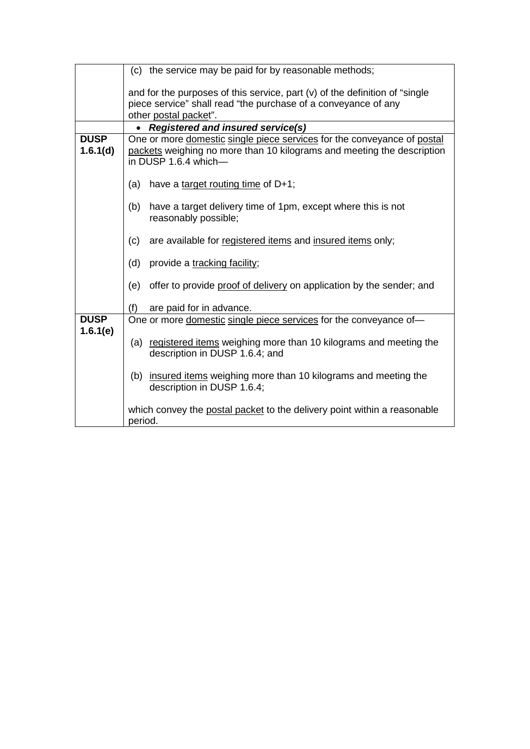| | |
|---|---|
| | (c) the service may be paid for by reasonable methods;<br><br>and for the purposes of this service, part (v) of the definition of "single piece service" shall read "the purchase of a conveyance of any other postal packet". |
| | • ***Registered and insured service(s)*** |
| **DUSP 1.6.1(d)** | One or more domestic single piece services for the conveyance of postal packets weighing no more than 10 kilograms and meeting the description in DUSP 1.6.4 which—<br><br>(a) have a target routing time of D+1;<br><br>(b) have a target delivery time of 1pm, except where this is not reasonably possible;<br><br>(c) are available for registered items and insured items only;<br><br>(d) provide a tracking facility;<br><br>(e) offer to provide proof of delivery on application by the sender; and<br><br>(f) are paid for in advance. |
| **DUSP 1.6.1(e)** | One or more domestic single piece services for the conveyance of—<br><br>(a) registered items weighing more than 10 kilograms and meeting the description in DUSP 1.6.4; and<br><br>(b) insured items weighing more than 10 kilograms and meeting the description in DUSP 1.6.4;<br><br>which convey the postal packet to the delivery point within a reasonable period. |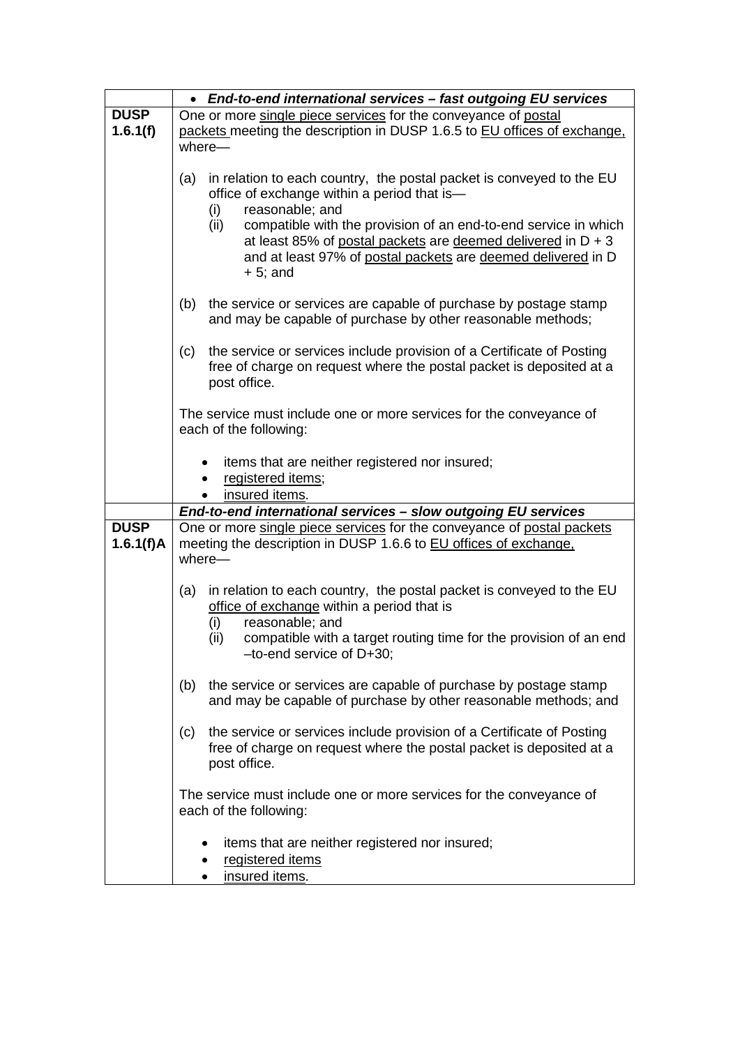|  | • ***End-to-end international services – fast outgoing EU services*** |
|---|---|
| **DUSP 1.6.1(f)** | One or more single piece services for the conveyance of postal packets meeting the description in DUSP 1.6.5 to EU offices of exchange, where—<br><br>(a) in relation to each country, the postal packet is conveyed to the EU office of exchange within a period that is—<br>(i) reasonable; and<br>(ii) compatible with the provision of an end-to-end service in which at least 85% of postal packets are deemed delivered in D + 3 and at least 97% of postal packets are deemed delivered in D + 5; and<br><br>(b) the service or services are capable of purchase by postage stamp and may be capable of purchase by other reasonable methods;<br><br>(c) the service or services include provision of a Certificate of Posting free of charge on request where the postal packet is deposited at a post office.<br><br>The service must include one or more services for the conveyance of each of the following:<br><br>• items that are neither registered nor insured;<br>• registered items;<br>• insured items. |
|  | ***End-to-end international services – slow outgoing EU services*** |
| **DUSP 1.6.1(f)A** | One or more single piece services for the conveyance of postal packets meeting the description in DUSP 1.6.6 to EU offices of exchange, where—<br><br>(a) in relation to each country, the postal packet is conveyed to the EU office of exchange within a period that is<br>(i) reasonable; and<br>(ii) compatible with a target routing time for the provision of an end –to-end service of D+30;<br><br>(b) the service or services are capable of purchase by postage stamp and may be capable of purchase by other reasonable methods; and<br><br>(c) the service or services include provision of a Certificate of Posting free of charge on request where the postal packet is deposited at a post office.<br><br>The service must include one or more services for the conveyance of each of the following:<br><br>• items that are neither registered nor insured;<br>• registered items<br>• insured items. |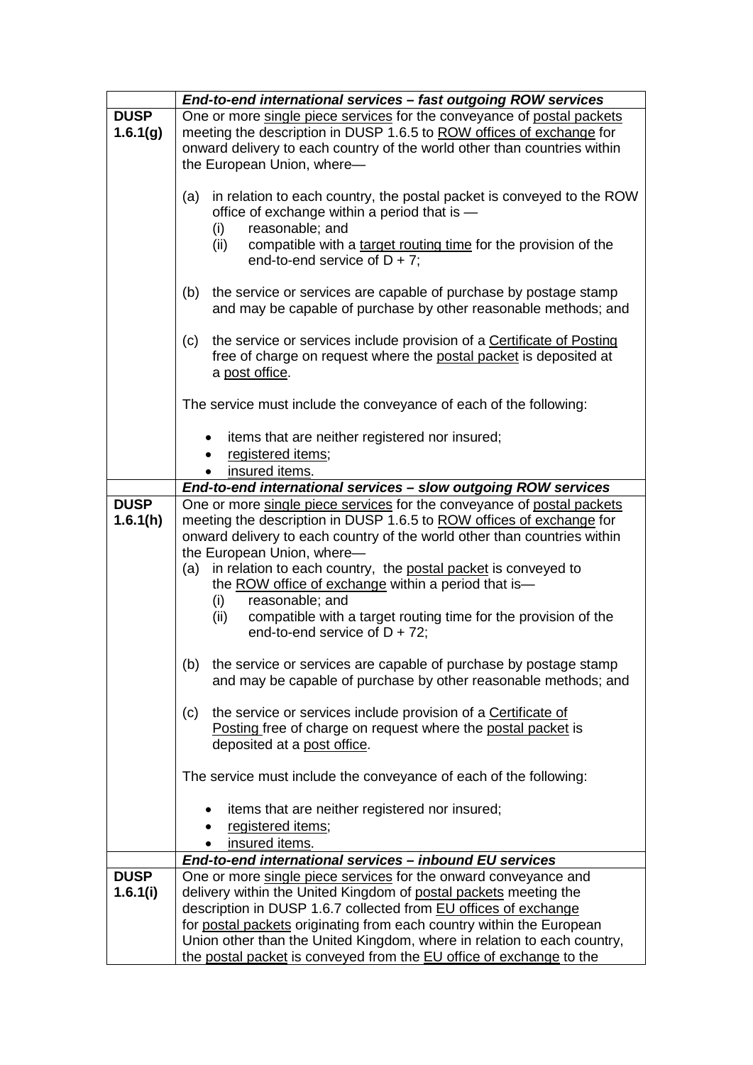| | ***End-to-end international services – fast outgoing ROW services*** |
|---|---|
| **DUSP 1.6.1(g)** | One or more single piece services for the conveyance of postal packets meeting the description in DUSP 1.6.5 to ROW offices of exchange for onward delivery to each country of the world other than countries within the European Union, where—<br><br>(a) in relation to each country, the postal packet is conveyed to the ROW office of exchange within a period that is —<br>(i) reasonable; and<br>(ii) compatible with a target routing time for the provision of the end-to-end service of D + 7;<br><br>(b) the service or services are capable of purchase by postage stamp and may be capable of purchase by other reasonable methods; and<br><br>(c) the service or services include provision of a Certificate of Posting free of charge on request where the postal packet is deposited at a post office.<br><br>The service must include the conveyance of each of the following:<br><br>• items that are neither registered nor insured;<br>• registered items;<br>• insured items. |
| | ***End-to-end international services – slow outgoing ROW services*** |
| **DUSP 1.6.1(h)** | One or more single piece services for the conveyance of postal packets meeting the description in DUSP 1.6.5 to ROW offices of exchange for onward delivery to each country of the world other than countries within the European Union, where—<br>(a) in relation to each country, the postal packet is conveyed to the ROW office of exchange within a period that is—<br>(i) reasonable; and<br>(ii) compatible with a target routing time for the provision of the end-to-end service of D + 72;<br><br>(b) the service or services are capable of purchase by postage stamp and may be capable of purchase by other reasonable methods; and<br><br>(c) the service or services include provision of a Certificate of Posting free of charge on request where the postal packet is deposited at a post office.<br><br>The service must include the conveyance of each of the following:<br><br>• items that are neither registered nor insured;<br>• registered items;<br>• insured items. |
| | ***End-to-end international services – inbound EU services*** |
| **DUSP 1.6.1(i)** | One or more single piece services for the onward conveyance and delivery within the United Kingdom of postal packets meeting the description in DUSP 1.6.7 collected from EU offices of exchange for postal packets originating from each country within the European Union other than the United Kingdom, where in relation to each country, the postal packet is conveyed from the EU office of exchange to the |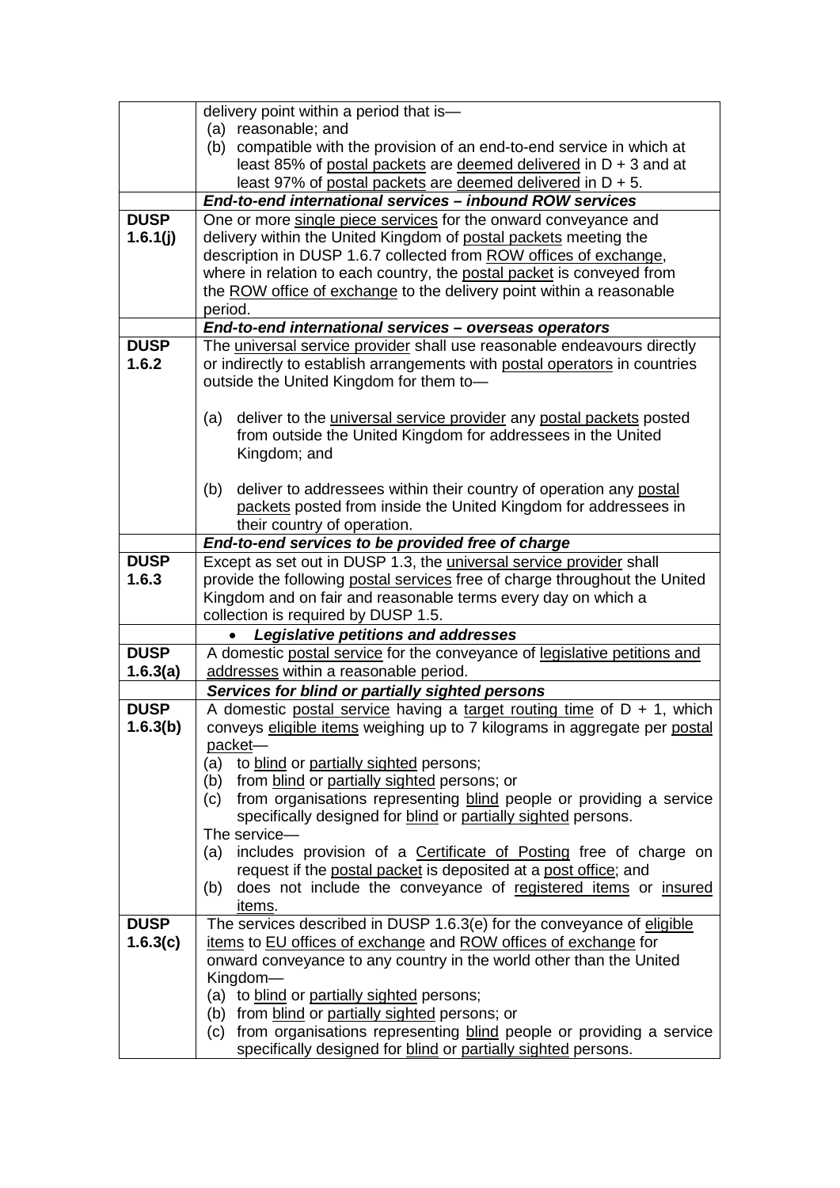| | |
|---|---|
| | delivery point within a period that is—<br>(a) reasonable; and<br>(b) compatible with the provision of an end-to-end service in which at least 85% of postal packets are deemed delivered in D + 3 and at least 97% of postal packets are deemed delivered in D + 5. |
| | ***End-to-end international services – inbound ROW services*** |
| **DUSP 1.6.1(j)** | One or more single piece services for the onward conveyance and delivery within the United Kingdom of postal packets meeting the description in DUSP 1.6.7 collected from ROW offices of exchange, where in relation to each country, the postal packet is conveyed from the ROW office of exchange to the delivery point within a reasonable period. |
| | ***End-to-end international services – overseas operators*** |
| **DUSP 1.6.2** | The universal service provider shall use reasonable endeavours directly or indirectly to establish arrangements with postal operators in countries outside the United Kingdom for them to—<br><br>(a) deliver to the universal service provider any postal packets posted from outside the United Kingdom for addressees in the United Kingdom; and<br><br>(b) deliver to addressees within their country of operation any postal packets posted from inside the United Kingdom for addressees in their country of operation. |
| | ***End-to-end services to be provided free of charge*** |
| **DUSP 1.6.3** | Except as set out in DUSP 1.3, the universal service provider shall provide the following postal services free of charge throughout the United Kingdom and on fair and reasonable terms every day on which a collection is required by DUSP 1.5. |
| | • ***Legislative petitions and addresses*** |
| **DUSP 1.6.3(a)** | A domestic postal service for the conveyance of legislative petitions and addresses within a reasonable period. |
| | ***Services for blind or partially sighted persons*** |
| **DUSP 1.6.3(b)** | A domestic postal service having a target routing time of D + 1, which conveys eligible items weighing up to 7 kilograms in aggregate per postal packet—<br>(a) to blind or partially sighted persons;<br>(b) from blind or partially sighted persons; or<br>(c) from organisations representing blind people or providing a service specifically designed for blind or partially sighted persons.<br>The service—<br>(a) includes provision of a Certificate of Posting free of charge on request if the postal packet is deposited at a post office; and<br>(b) does not include the conveyance of registered items or insured items. |
| **DUSP 1.6.3(c)** | The services described in DUSP 1.6.3(e) for the conveyance of eligible items to EU offices of exchange and ROW offices of exchange for onward conveyance to any country in the world other than the United Kingdom—<br>(a) to blind or partially sighted persons;<br>(b) from blind or partially sighted persons; or<br>(c) from organisations representing blind people or providing a service specifically designed for blind or partially sighted persons. |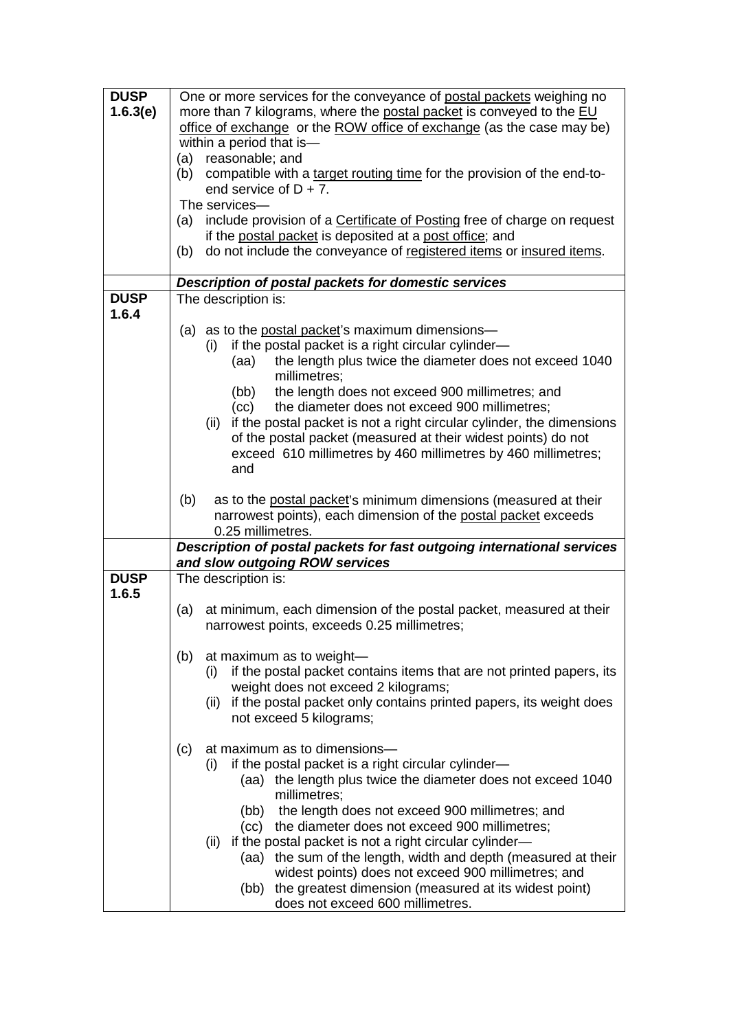| | |
|---|---|
| **DUSP 1.6.3(e)** | One or more services for the conveyance of postal packets weighing no more than 7 kilograms, where the postal packet is conveyed to the EU office of exchange or the ROW office of exchange (as the case may be) within a period that is—<br>(a) reasonable; and<br>(b) compatible with a target routing time for the provision of the end-to-end service of D + 7.<br>The services—<br>(a) include provision of a Certificate of Posting free of charge on request if the postal packet is deposited at a post office; and<br>(b) do not include the conveyance of registered items or insured items. |
| | ***Description of postal packets for domestic services*** |
| **DUSP 1.6.4** | The description is:<br><br>(a) as to the postal packet's maximum dimensions—<br>(i) if the postal packet is a right circular cylinder—<br>(aa) the length plus twice the diameter does not exceed 1040 millimetres;<br>(bb) the length does not exceed 900 millimetres; and<br>(cc) the diameter does not exceed 900 millimetres;<br>(ii) if the postal packet is not a right circular cylinder, the dimensions of the postal packet (measured at their widest points) do not exceed 610 millimetres by 460 millimetres by 460 millimetres; and<br><br>(b) as to the postal packet's minimum dimensions (measured at their narrowest points), each dimension of the postal packet exceeds 0.25 millimetres. |
| | ***Description of postal packets for fast outgoing international services and slow outgoing ROW services*** |
| **DUSP 1.6.5** | The description is:<br><br>(a) at minimum, each dimension of the postal packet, measured at their narrowest points, exceeds 0.25 millimetres;<br><br>(b) at maximum as to weight—<br>(i) if the postal packet contains items that are not printed papers, its weight does not exceed 2 kilograms;<br>(ii) if the postal packet only contains printed papers, its weight does not exceed 5 kilograms;<br><br>(c) at maximum as to dimensions—<br>(i) if the postal packet is a right circular cylinder—<br>(aa) the length plus twice the diameter does not exceed 1040 millimetres;<br>(bb) the length does not exceed 900 millimetres; and<br>(cc) the diameter does not exceed 900 millimetres;<br>(ii) if the postal packet is not a right circular cylinder—<br>(aa) the sum of the length, width and depth (measured at their widest points) does not exceed 900 millimetres; and<br>(bb) the greatest dimension (measured at its widest point) does not exceed 600 millimetres. |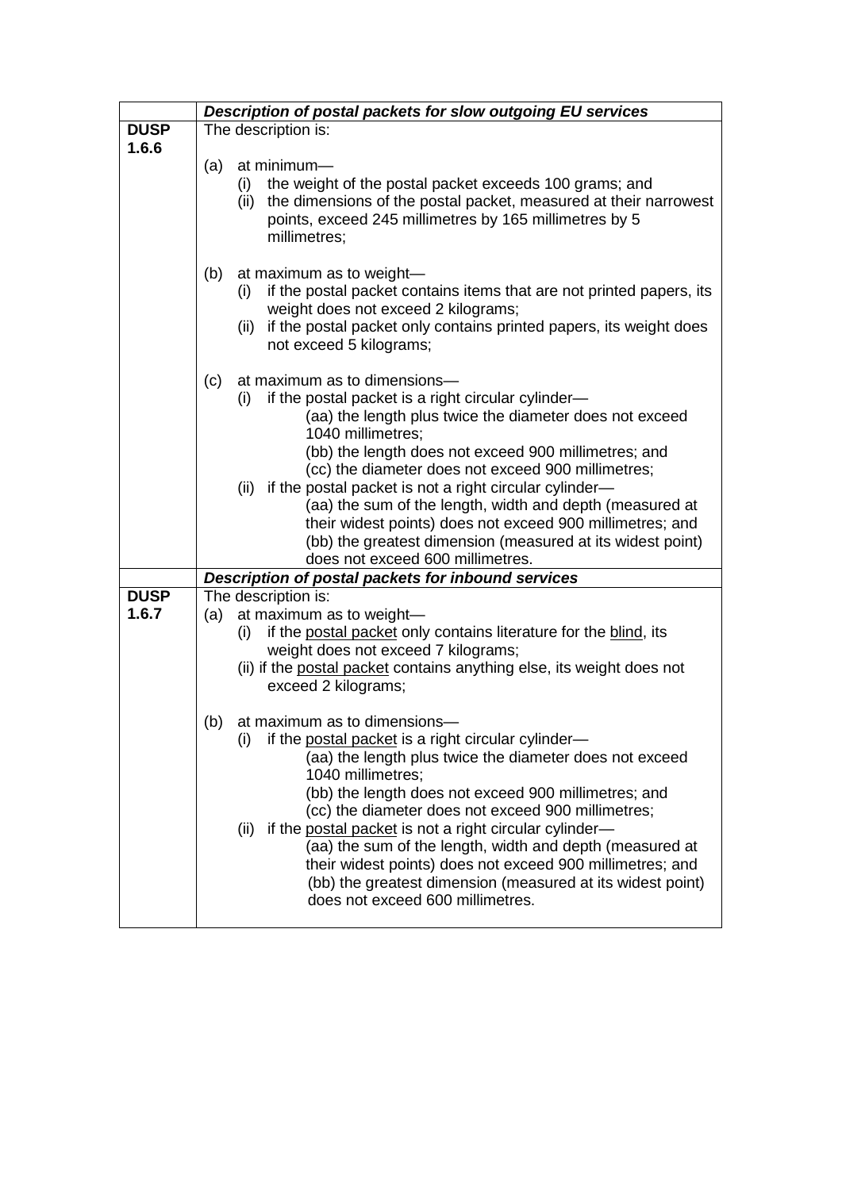| | *Description of postal packets for slow outgoing EU services* |
|---|---|
| **DUSP 1.6.6** | The description is:<br><br>(a) at minimum—<br>(i) the weight of the postal packet exceeds 100 grams; and<br>(ii) the dimensions of the postal packet, measured at their narrowest points, exceed 245 millimetres by 165 millimetres by 5 millimetres;<br><br>(b) at maximum as to weight—<br>(i) if the postal packet contains items that are not printed papers, its weight does not exceed 2 kilograms;<br>(ii) if the postal packet only contains printed papers, its weight does not exceed 5 kilograms;<br><br>(c) at maximum as to dimensions—<br>(i) if the postal packet is a right circular cylinder—<br>(aa) the length plus twice the diameter does not exceed 1040 millimetres;<br>(bb) the length does not exceed 900 millimetres; and<br>(cc) the diameter does not exceed 900 millimetres;<br>(ii) if the postal packet is not a right circular cylinder—<br>(aa) the sum of the length, width and depth (measured at their widest points) does not exceed 900 millimetres; and<br>(bb) the greatest dimension (measured at its widest point) does not exceed 600 millimetres. |
| | *Description of postal packets for inbound services* |
| **DUSP 1.6.7** | The description is:<br>(a) at maximum as to weight—<br>(i) if the postal packet only contains literature for the blind, its weight does not exceed 7 kilograms;<br>(ii) if the postal packet contains anything else, its weight does not exceed 2 kilograms;<br><br>(b) at maximum as to dimensions—<br>(i) if the postal packet is a right circular cylinder—<br>(aa) the length plus twice the diameter does not exceed 1040 millimetres;<br>(bb) the length does not exceed 900 millimetres; and<br>(cc) the diameter does not exceed 900 millimetres;<br>(ii) if the postal packet is not a right circular cylinder—<br>(aa) the sum of the length, width and depth (measured at their widest points) does not exceed 900 millimetres; and<br>(bb) the greatest dimension (measured at its widest point) does not exceed 600 millimetres. |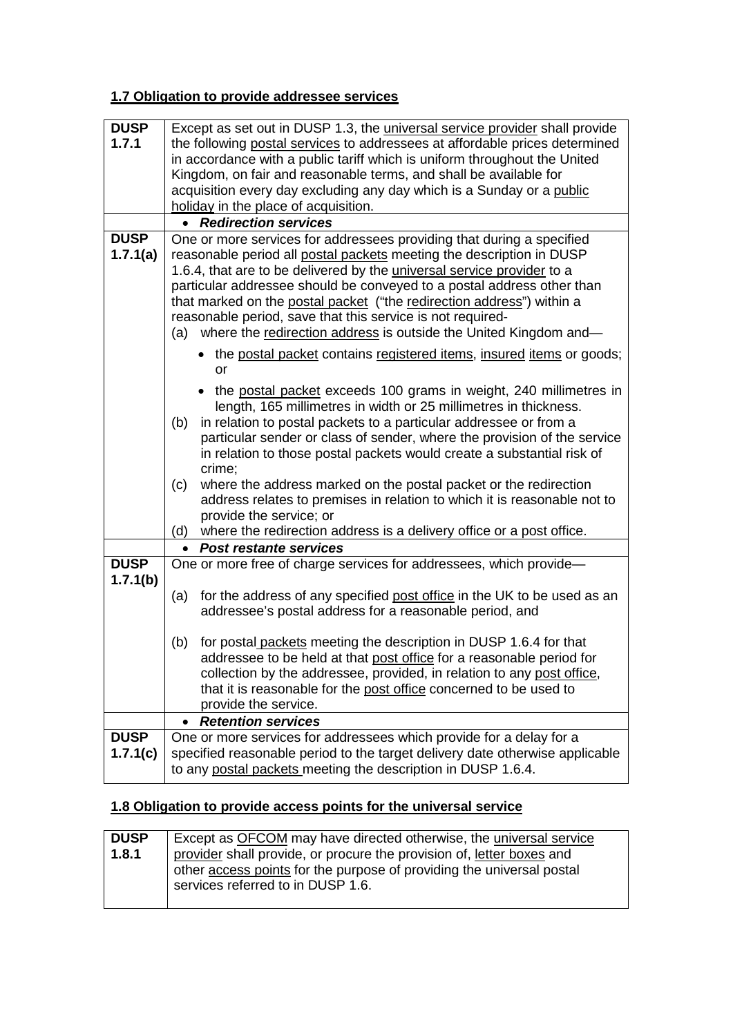## 1.7 Obligation to provide addressee services

| | |
|---|---|
| **DUSP 1.7.1** | Except as set out in DUSP 1.3, the universal service provider shall provide the following postal services to addressees at affordable prices determined in accordance with a public tariff which is uniform throughout the United Kingdom, on fair and reasonable terms, and shall be available for acquisition every day excluding any day which is a Sunday or a public holiday in the place of acquisition. |
| | • ***Redirection services*** |
| **DUSP 1.7.1(a)** | One or more services for addressees providing that during a specified reasonable period all postal packets meeting the description in DUSP 1.6.4, that are to be delivered by the universal service provider to a particular addressee should be conveyed to a postal address other than that marked on the postal packet ("the redirection address") within a reasonable period, save that this service is not required-<br>(a) where the redirection address is outside the United Kingdom and—<br>• the postal packet contains registered items, insured items or goods; or<br>• the postal packet exceeds 100 grams in weight, 240 millimetres in length, 165 millimetres in width or 25 millimetres in thickness.<br>(b) in relation to postal packets to a particular addressee or from a particular sender or class of sender, where the provision of the service in relation to those postal packets would create a substantial risk of crime;<br>(c) where the address marked on the postal packet or the redirection address relates to premises in relation to which it is reasonable not to provide the service; or<br>(d) where the redirection address is a delivery office or a post office. |
| | • ***Post restante services*** |
| **DUSP 1.7.1(b)** | One or more free of charge services for addressees, which provide—<br>(a) for the address of any specified post office in the UK to be used as an addressee's postal address for a reasonable period, and<br>(b) for postal packets meeting the description in DUSP 1.6.4 for that addressee to be held at that post office for a reasonable period for collection by the addressee, provided, in relation to any post office, that it is reasonable for the post office concerned to be used to provide the service. |
| | • ***Retention services*** |
| **DUSP 1.7.1(c)** | One or more services for addressees which provide for a delay for a specified reasonable period to the target delivery date otherwise applicable to any postal packets meeting the description in DUSP 1.6.4. |

## 1.8 Obligation to provide access points for the universal service

| | |
|---|---|
| **DUSP 1.8.1** | Except as OFCOM may have directed otherwise, the universal service provider shall provide, or procure the provision of, letter boxes and other access points for the purpose of providing the universal postal services referred to in DUSP 1.6. |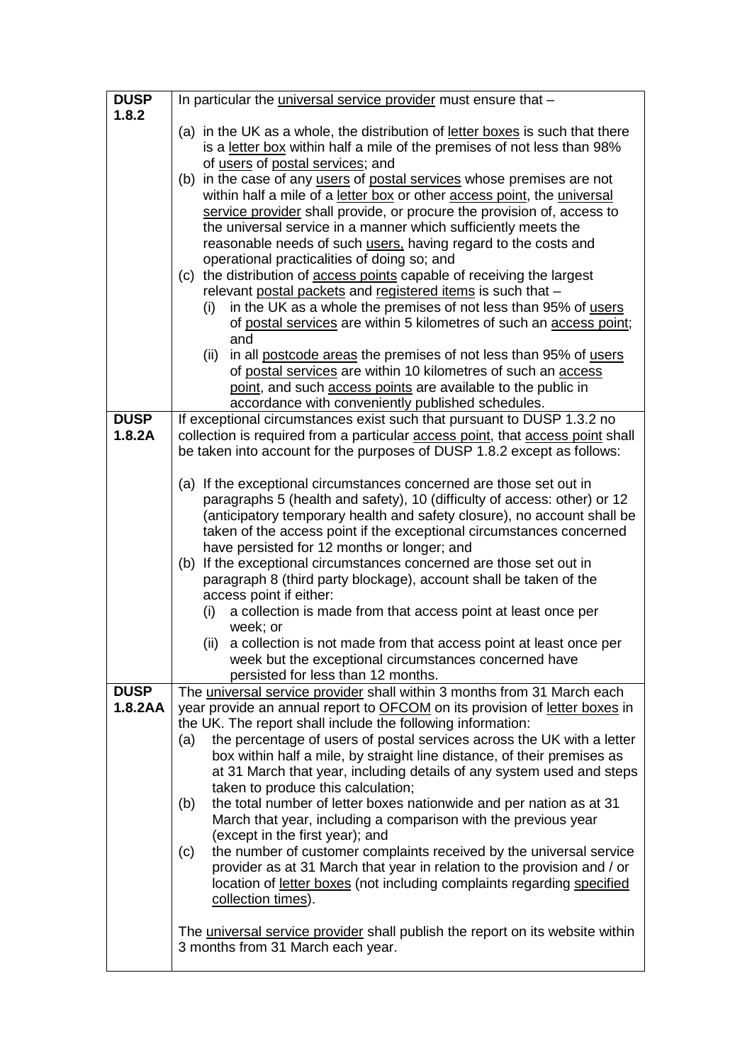| | |
|---|---|
| **DUSP 1.8.2** | In particular the universal service provider must ensure that –<br><br>(a) in the UK as a whole, the distribution of letter boxes is such that there is a letter box within half a mile of the premises of not less than 98% of users of postal services; and<br>(b) in the case of any users of postal services whose premises are not within half a mile of a letter box or other access point, the universal service provider shall provide, or procure the provision of, access to the universal service in a manner which sufficiently meets the reasonable needs of such users, having regard to the costs and operational practicalities of doing so; and<br>(c) the distribution of access points capable of receiving the largest relevant postal packets and registered items is such that –<br>(i) in the UK as a whole the premises of not less than 95% of users of postal services are within 5 kilometres of such an access point; and<br>(ii) in all postcode areas the premises of not less than 95% of users of postal services are within 10 kilometres of such an access point, and such access points are available to the public in accordance with conveniently published schedules. |
| **DUSP 1.8.2A** | If exceptional circumstances exist such that pursuant to DUSP 1.3.2 no collection is required from a particular access point, that access point shall be taken into account for the purposes of DUSP 1.8.2 except as follows:<br><br>(a) If the exceptional circumstances concerned are those set out in paragraphs 5 (health and safety), 10 (difficulty of access: other) or 12 (anticipatory temporary health and safety closure), no account shall be taken of the access point if the exceptional circumstances concerned have persisted for 12 months or longer; and<br>(b) If the exceptional circumstances concerned are those set out in paragraph 8 (third party blockage), account shall be taken of the access point if either:<br>(i) a collection is made from that access point at least once per week; or<br>(ii) a collection is not made from that access point at least once per week but the exceptional circumstances concerned have persisted for less than 12 months. |
| **DUSP 1.8.2AA** | The universal service provider shall within 3 months from 31 March each year provide an annual report to OFCOM on its provision of letter boxes in the UK. The report shall include the following information:<br>(a) the percentage of users of postal services across the UK with a letter box within half a mile, by straight line distance, of their premises as at 31 March that year, including details of any system used and steps taken to produce this calculation;<br>(b) the total number of letter boxes nationwide and per nation as at 31 March that year, including a comparison with the previous year (except in the first year); and<br>(c) the number of customer complaints received by the universal service provider as at 31 March that year in relation to the provision and / or location of letter boxes (not including complaints regarding specified collection times).<br><br>The universal service provider shall publish the report on its website within 3 months from 31 March each year. |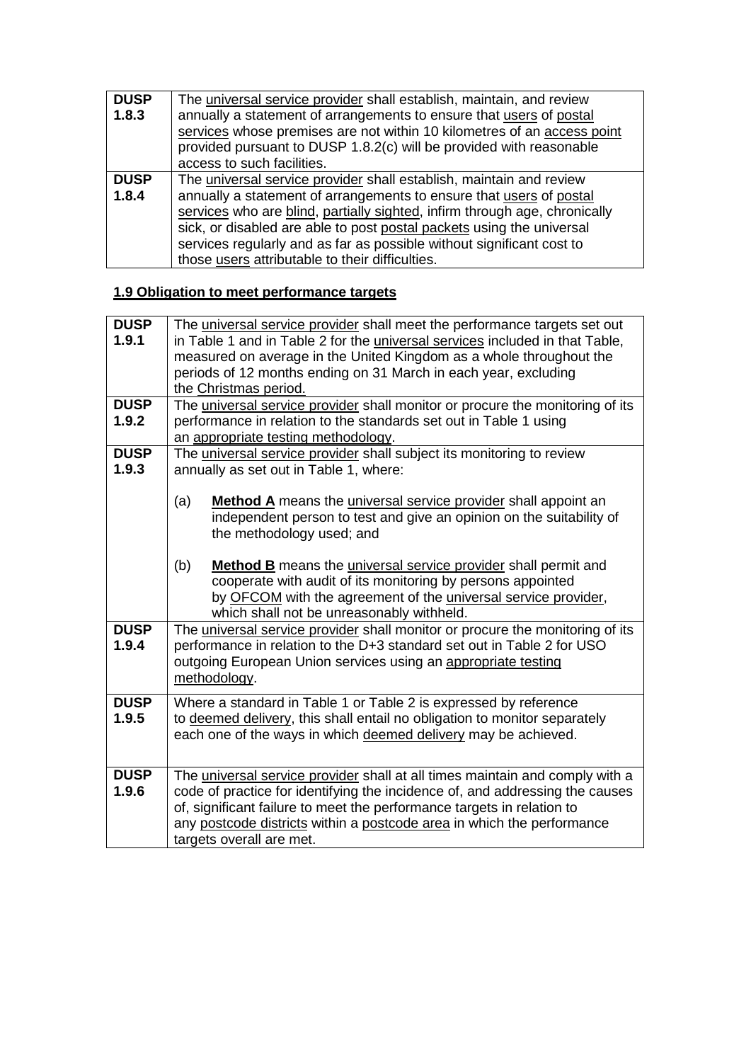| | |
|---|---|
| **DUSP 1.8.3** | The universal service provider shall establish, maintain, and review annually a statement of arrangements to ensure that users of postal services whose premises are not within 10 kilometres of an access point provided pursuant to DUSP 1.8.2(c) will be provided with reasonable access to such facilities. |
| **DUSP 1.8.4** | The universal service provider shall establish, maintain and review annually a statement of arrangements to ensure that users of postal services who are blind, partially sighted, infirm through age, chronically sick, or disabled are able to post postal packets using the universal services regularly and as far as possible without significant cost to those users attributable to their difficulties. |

**1.9 Obligation to meet performance targets**

| | |
|---|---|
| **DUSP 1.9.1** | The universal service provider shall meet the performance targets set out in Table 1 and in Table 2 for the universal services included in that Table, measured on average in the United Kingdom as a whole throughout the periods of 12 months ending on 31 March in each year, excluding the Christmas period. |
| **DUSP 1.9.2** | The universal service provider shall monitor or procure the monitoring of its performance in relation to the standards set out in Table 1 using an appropriate testing methodology. |
| **DUSP 1.9.3** | The universal service provider shall subject its monitoring to review annually as set out in Table 1, where:<br><br>(a) **Method A** means the universal service provider shall appoint an independent person to test and give an opinion on the suitability of the methodology used; and<br><br>(b) **Method B** means the universal service provider shall permit and cooperate with audit of its monitoring by persons appointed by OFCOM with the agreement of the universal service provider, which shall not be unreasonably withheld. |
| **DUSP 1.9.4** | The universal service provider shall monitor or procure the monitoring of its performance in relation to the D+3 standard set out in Table 2 for USO outgoing European Union services using an appropriate testing methodology. |
| **DUSP 1.9.5** | Where a standard in Table 1 or Table 2 is expressed by reference to deemed delivery, this shall entail no obligation to monitor separately each one of the ways in which deemed delivery may be achieved. |
| **DUSP 1.9.6** | The universal service provider shall at all times maintain and comply with a code of practice for identifying the incidence of, and addressing the causes of, significant failure to meet the performance targets in relation to any postcode districts within a postcode area in which the performance targets overall are met. |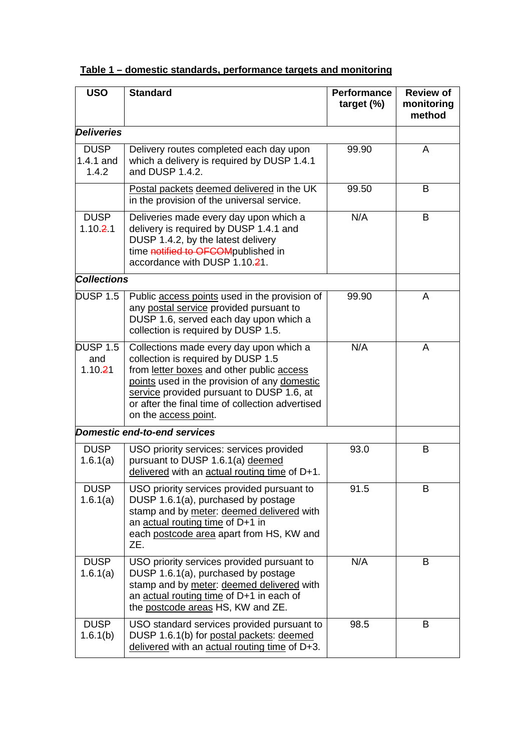**Table 1 – domestic standards, performance targets and monitoring**

| USO | Standard | Performance target (%) | Review of monitoring method |
|---|---|---|---|
| ***Deliveries*** | | | |
| DUSP 1.4.1 and 1.4.2 | Delivery routes completed each day upon which a delivery is required by DUSP 1.4.1 and DUSP 1.4.2. | 99.90 | A |
| | Postal packets deemed delivered in the UK in the provision of the universal service. | 99.50 | B |
| DUSP 1.10.~~2~~.1 | Deliveries made every day upon which a delivery is required by DUSP 1.4.1 and DUSP 1.4.2, by the latest delivery time ~~notified to OFCOM~~published in accordance with DUSP 1.10.~~2~~1. | N/A | B |
| ***Collections*** | | | |
| DUSP 1.5 | Public access points used in the provision of any postal service provided pursuant to DUSP 1.6, served each day upon which a collection is required by DUSP 1.5. | 99.90 | A |
| DUSP 1.5 and 1.10.~~2~~1 | Collections made every day upon which a collection is required by DUSP 1.5 from letter boxes and other public access points used in the provision of any domestic service provided pursuant to DUSP 1.6, at or after the final time of collection advertised on the access point. | N/A | A |
| ***Domestic end-to-end services*** | | | |
| DUSP 1.6.1(a) | USO priority services: services provided pursuant to DUSP 1.6.1(a) deemed delivered with an actual routing time of D+1. | 93.0 | B |
| DUSP 1.6.1(a) | USO priority services provided pursuant to DUSP 1.6.1(a), purchased by postage stamp and by meter: deemed delivered with an actual routing time of D+1 in each postcode area apart from HS, KW and ZE. | 91.5 | B |
| DUSP 1.6.1(a) | USO priority services provided pursuant to DUSP 1.6.1(a), purchased by postage stamp and by meter: deemed delivered with an actual routing time of D+1 in each of the postcode areas HS, KW and ZE. | N/A | B |
| DUSP 1.6.1(b) | USO standard services provided pursuant to DUSP 1.6.1(b) for postal packets: deemed delivered with an actual routing time of D+3. | 98.5 | B |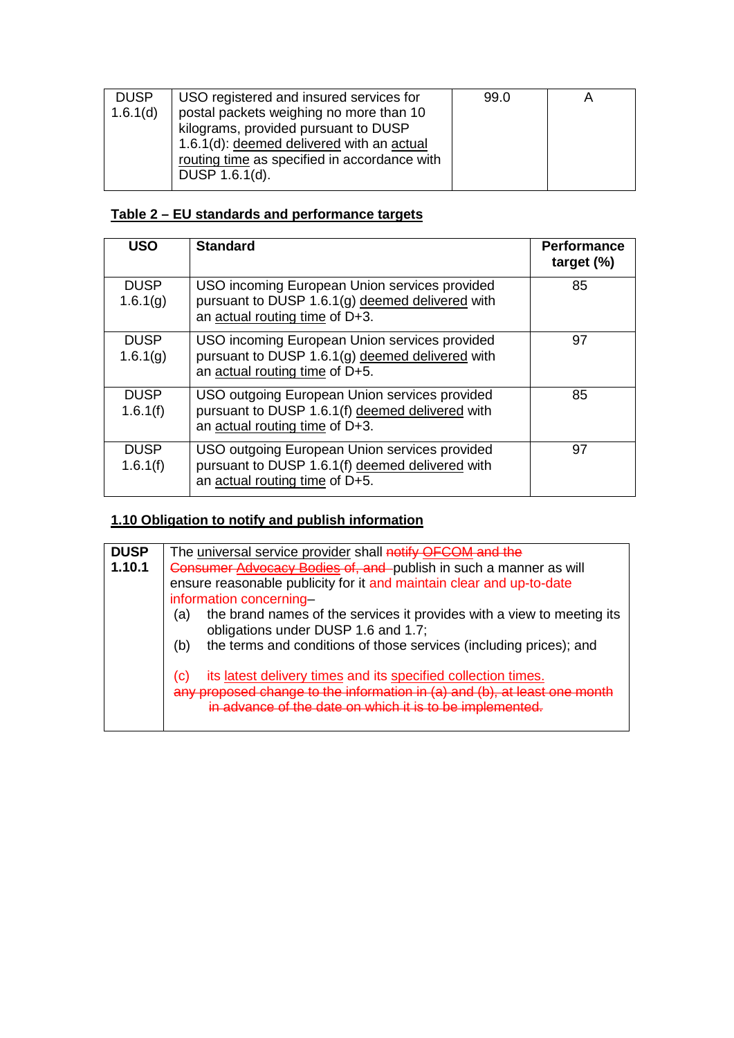| DUSP 1.6.1(d) | USO registered and insured services for postal packets weighing no more than 10 kilograms, provided pursuant to DUSP 1.6.1(d): deemed delivered with an actual routing time as specified in accordance with DUSP 1.6.1(d). | 99.0 | A |
|---|---|---|---|

**Table 2 – EU standards and performance targets**

| USO | Standard | Performance target (%) |
|---|---|---|
| DUSP 1.6.1(g) | USO incoming European Union services provided pursuant to DUSP 1.6.1(g) deemed delivered with an actual routing time of D+3. | 85 |
| DUSP 1.6.1(g) | USO incoming European Union services provided pursuant to DUSP 1.6.1(g) deemed delivered with an actual routing time of D+5. | 97 |
| DUSP 1.6.1(f) | USO outgoing European Union services provided pursuant to DUSP 1.6.1(f) deemed delivered with an actual routing time of D+3. | 85 |
| DUSP 1.6.1(f) | USO outgoing European Union services provided pursuant to DUSP 1.6.1(f) deemed delivered with an actual routing time of D+5. | 97 |

**1.10 Obligation to notify and publish information**

| **DUSP 1.10.1** | The universal service provider shall ~~notify OFCOM and the Consumer Advocacy Bodies of, and~~ publish in such a manner as will ensure reasonable publicity for it and maintain clear and up-to-date information concerning–<br>(a) the brand names of the services it provides with a view to meeting its obligations under DUSP 1.6 and 1.7;<br>(b) the terms and conditions of those services (including prices); and<br>(c) its latest delivery times and its specified collection times.<br>~~any proposed change to the information in (a) and (b), at least one month in advance of the date on which it is to be implemented.~~ |
|---|---|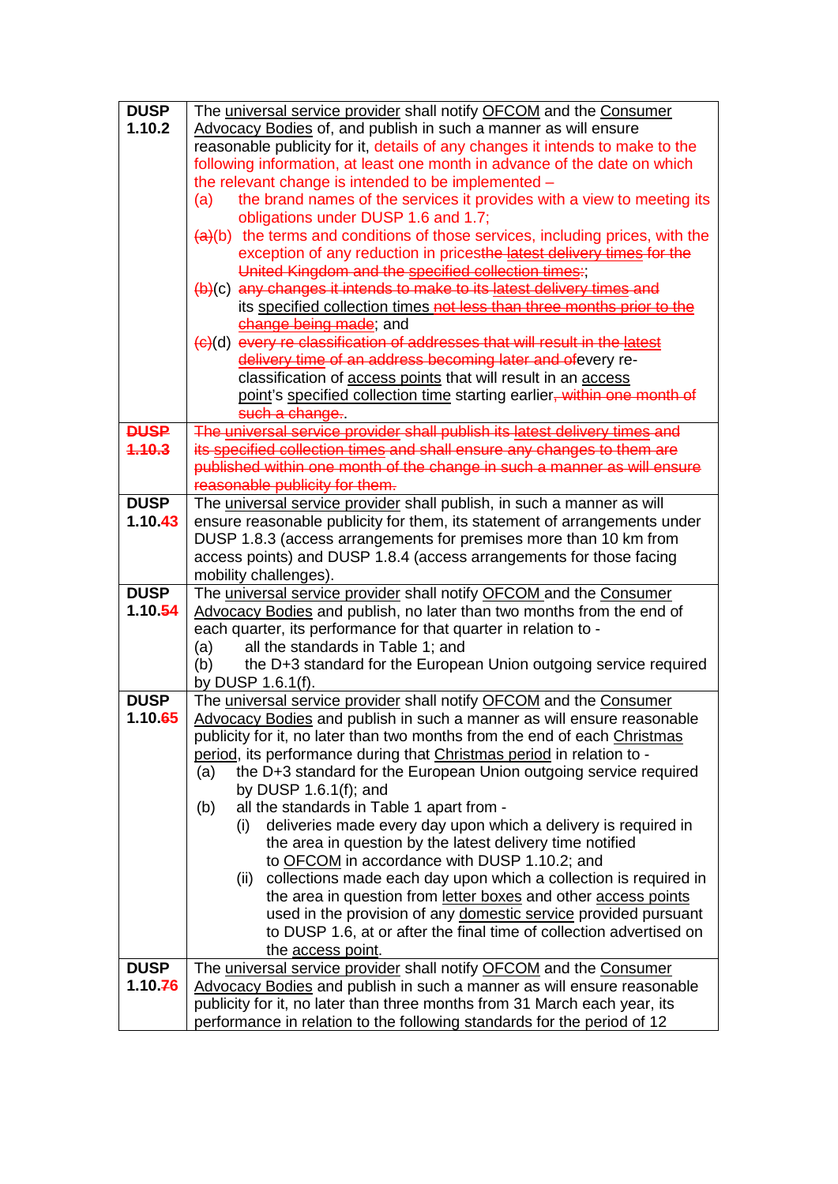| | |
|---|---|
| **DUSP 1.10.2** | The universal service provider shall notify OFCOM and the Consumer Advocacy Bodies of, and publish in such a manner as will ensure reasonable publicity for it, details of any changes it intends to make to the following information, at least one month in advance of the date on which the relevant change is intended to be implemented –<br>(a) the brand names of the services it provides with a view to meeting its obligations under DUSP 1.6 and 1.7;<br>~~(a)~~(b) the terms and conditions of those services, including prices, with the exception of any reduction in prices~~the latest delivery times for the United Kingdom and the specified collection times:~~;<br>~~(b)~~(c) ~~any changes it intends to make to its latest delivery times and~~ its specified collection times ~~not less than three months prior to the change being made~~; and<br>~~(c)~~(d) ~~every re-classification of addresses that will result in the latest delivery time of an address becoming later and of~~every re-classification of access points that will result in an access point's specified collection time starting earlier~~, within one month of such a change.~~. |
| ~~**DUSP 1.10.3**~~ | ~~The universal service provider shall publish its latest delivery times and its specified collection times and shall ensure any changes to them are published within one month of the change in such a manner as will ensure reasonable publicity for them.~~ |
| **DUSP 1.10.~~4~~3** | The universal service provider shall publish, in such a manner as will ensure reasonable publicity for them, its statement of arrangements under DUSP 1.8.3 (access arrangements for premises more than 10 km from access points) and DUSP 1.8.4 (access arrangements for those facing mobility challenges). |
| **DUSP 1.10.~~5~~4** | The universal service provider shall notify OFCOM and the Consumer Advocacy Bodies and publish, no later than two months from the end of each quarter, its performance for that quarter in relation to -<br>(a) all the standards in Table 1; and<br>(b) the D+3 standard for the European Union outgoing service required by DUSP 1.6.1(f). |
| **DUSP 1.10.~~6~~5** | The universal service provider shall notify OFCOM and the Consumer Advocacy Bodies and publish in such a manner as will ensure reasonable publicity for it, no later than two months from the end of each Christmas period, its performance during that Christmas period in relation to -<br>(a) the D+3 standard for the European Union outgoing service required by DUSP 1.6.1(f); and<br>(b) all the standards in Table 1 apart from -<br>(i) deliveries made every day upon which a delivery is required in the area in question by the latest delivery time notified to OFCOM in accordance with DUSP 1.10.2; and<br>(ii) collections made each day upon which a collection is required in the area in question from letter boxes and other access points used in the provision of any domestic service provided pursuant to DUSP 1.6, at or after the final time of collection advertised on the access point. |
| **DUSP 1.10.~~7~~6** | The universal service provider shall notify OFCOM and the Consumer Advocacy Bodies and publish in such a manner as will ensure reasonable publicity for it, no later than three months from 31 March each year, its performance in relation to the following standards for the period of 12 |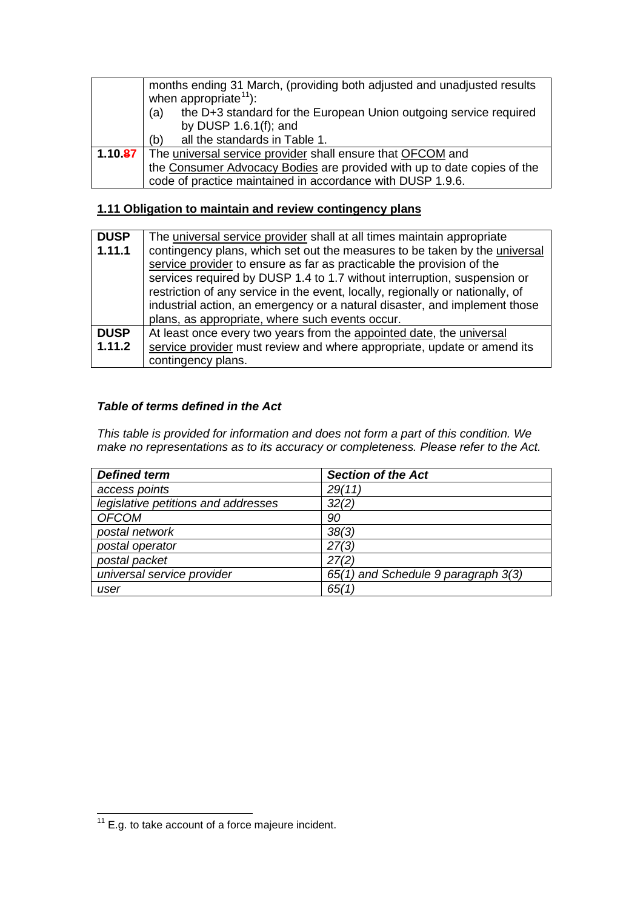| | |
|---|---|
| | months ending 31 March, (providing both adjusted and unadjusted results when appropriate[11]):<br>(a) the D+3 standard for the European Union outgoing service required by DUSP 1.6.1(f); and<br>(b) all the standards in Table 1. |
| **1.10.87** | The universal service provider shall ensure that OFCOM and the Consumer Advocacy Bodies are provided with up to date copies of the code of practice maintained in accordance with DUSP 1.9.6. |

## 1.11 Obligation to maintain and review contingency plans

| | |
|---|---|
| **DUSP 1.11.1** | The universal service provider shall at all times maintain appropriate contingency plans, which set out the measures to be taken by the universal service provider to ensure as far as practicable the provision of the services required by DUSP 1.4 to 1.7 without interruption, suspension or restriction of any service in the event, locally, regionally or nationally, of industrial action, an emergency or a natural disaster, and implement those plans, as appropriate, where such events occur. |
| **DUSP 1.11.2** | At least once every two years from the appointed date, the universal service provider must review and where appropriate, update or amend its contingency plans. |

***Table of terms defined in the Act***

*This table is provided for information and does not form a part of this condition. We make no representations as to its accuracy or completeness. Please refer to the Act.*

| ***Defined term*** | ***Section of the Act*** |
|---|---|
| *access points* | *29(11)* |
| *legislative petitions and addresses* | *32(2)* |
| *OFCOM* | *90* |
| *postal network* | *38(3)* |
| *postal operator* | *27(3)* |
| *postal packet* | *27(2)* |
| *universal service provider* | *65(1) and Schedule 9 paragraph 3(3)* |
| *user* | *65(1)* |

[11] E.g. to take account of a force majeure incident.